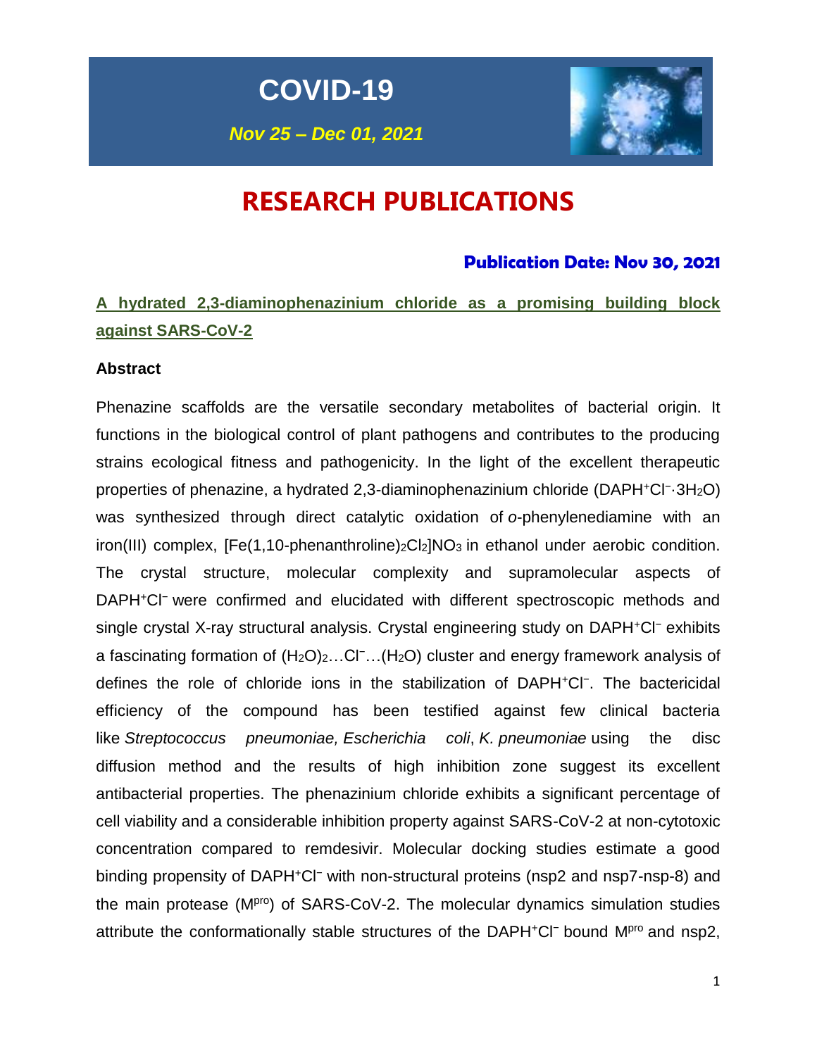# COVID-19

*Nov 25 – Dec 01, 2021*

# RESEARCH PUBLICATIONS

**Publication Date: Nov 30, 2021**

## A hydrated 2,3-diaminophenazinium chloride as a promising building block against SARS-CoV-2

**Abstract**

Phenazine scaffolds are the versatile secondary metabolites of bacterial origin. It functions in the biological control of plant pathogens and contributes to the producing strains ecological fitness and pathogenicity. In the light of the excellent therapeutic properties of phenazine, a hydrated 2,3-diaminophenazinium chloride ($DAPH^+Cl^-·3H_2O$) was synthesized through direct catalytic oxidation of *o*-phenylenediamine with an iron(III) complex, $[Fe(1,10\text{-phenanthroline})_2Cl_2]NO_3$ in ethanol under aerobic condition. The crystal structure, molecular complexity and supramolecular aspects of $DAPH^+Cl^-$ were confirmed and elucidated with different spectroscopic methods and single crystal X-ray structural analysis. Crystal engineering study on $DAPH^+Cl^-$ exhibits a fascinating formation of $(H_2O)_2…Cl^-…(H_2O)$ cluster and energy framework analysis of defines the role of chloride ions in the stabilization of $DAPH^+Cl^-$. The bactericidal efficiency of the compound has been testified against few clinical bacteria like *Streptococcus pneumoniae, Escherichia coli*, *K. pneumoniae* using the disc diffusion method and the results of high inhibition zone suggest its excellent antibacterial properties. The phenazinium chloride exhibits a significant percentage of cell viability and a considerable inhibition property against SARS-CoV-2 at non-cytotoxic concentration compared to remdesivir. Molecular docking studies estimate a good binding propensity of $DAPH^+Cl^-$ with non-structural proteins (nsp2 and nsp7-nsp-8) and the main protease ($M^{pro}$) of SARS-CoV-2. The molecular dynamics simulation studies attribute the conformationally stable structures of the $DAPH^+Cl^-$ bound $M^{pro}$ and nsp2,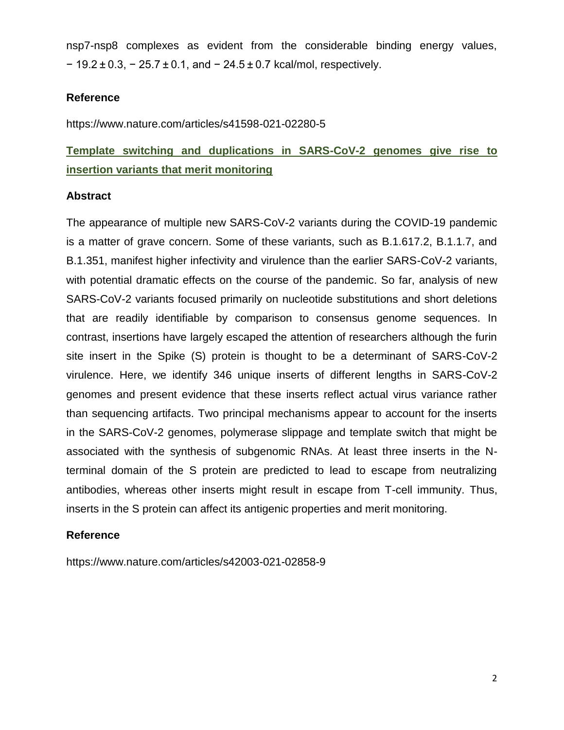nsp7-nsp8 complexes as evident from the considerable binding energy values, − 19.2 ± 0.3, − 25.7 ± 0.1, and − 24.5 ± 0.7 kcal/mol, respectively.

**Reference**

https://www.nature.com/articles/s41598-021-02280-5

## Template switching and duplications in SARS-CoV-2 genomes give rise to insertion variants that merit monitoring

**Abstract**

The appearance of multiple new SARS-CoV-2 variants during the COVID-19 pandemic is a matter of grave concern. Some of these variants, such as B.1.617.2, B.1.1.7, and B.1.351, manifest higher infectivity and virulence than the earlier SARS-CoV-2 variants, with potential dramatic effects on the course of the pandemic. So far, analysis of new SARS-CoV-2 variants focused primarily on nucleotide substitutions and short deletions that are readily identifiable by comparison to consensus genome sequences. In contrast, insertions have largely escaped the attention of researchers although the furin site insert in the Spike (S) protein is thought to be a determinant of SARS-CoV-2 virulence. Here, we identify 346 unique inserts of different lengths in SARS-CoV-2 genomes and present evidence that these inserts reflect actual virus variance rather than sequencing artifacts. Two principal mechanisms appear to account for the inserts in the SARS-CoV-2 genomes, polymerase slippage and template switch that might be associated with the synthesis of subgenomic RNAs. At least three inserts in the N-terminal domain of the S protein are predicted to lead to escape from neutralizing antibodies, whereas other inserts might result in escape from T-cell immunity. Thus, inserts in the S protein can affect its antigenic properties and merit monitoring.

**Reference**

https://www.nature.com/articles/s42003-021-02858-9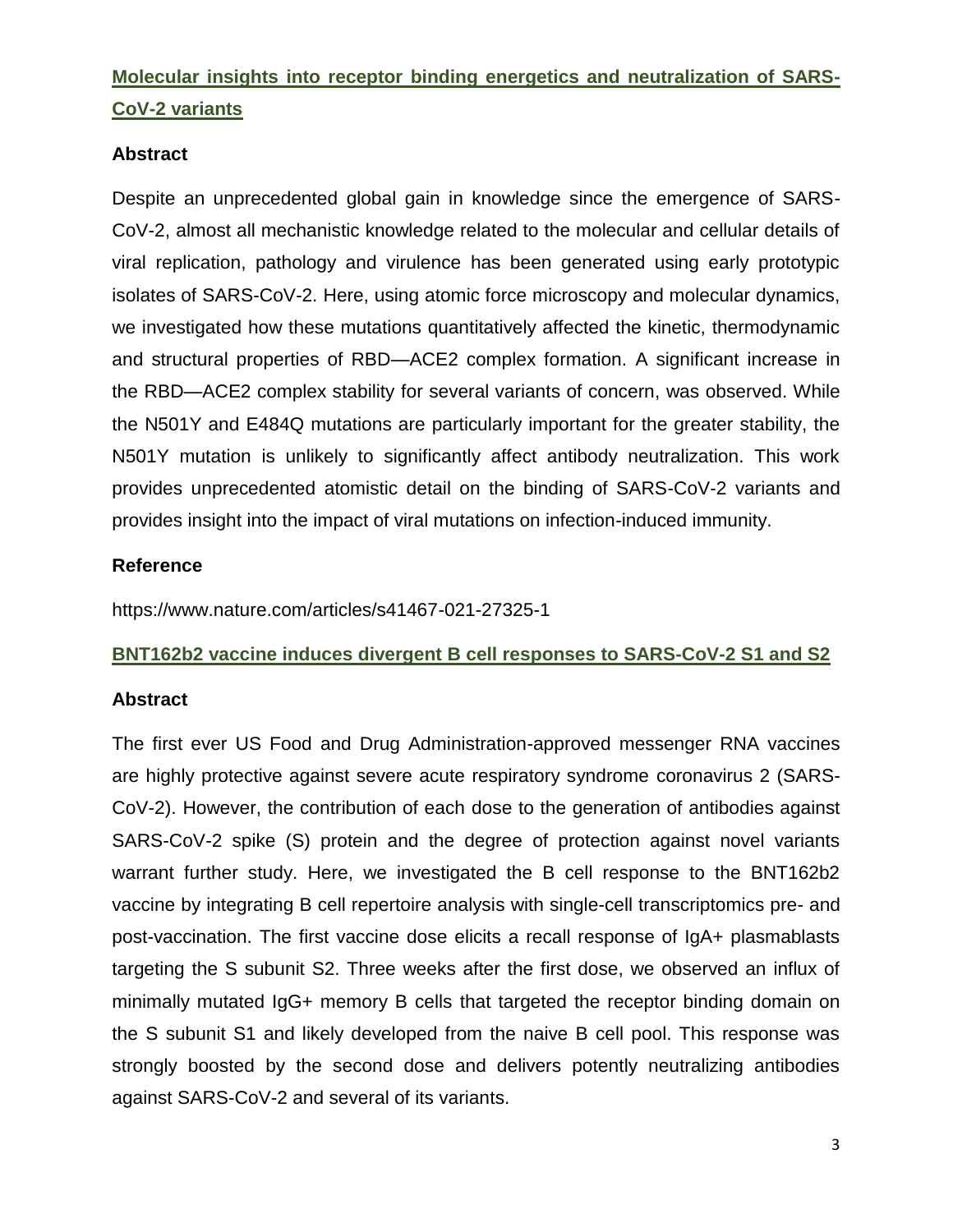## [Molecular insights into receptor binding energetics and neutralization of SARS-CoV-2 variants](https://www.nature.com/articles/s41467-021-27325-1)

### Abstract

Despite an unprecedented global gain in knowledge since the emergence of SARS-CoV-2, almost all mechanistic knowledge related to the molecular and cellular details of viral replication, pathology and virulence has been generated using early prototypic isolates of SARS-CoV-2. Here, using atomic force microscopy and molecular dynamics, we investigated how these mutations quantitatively affected the kinetic, thermodynamic and structural properties of RBD—ACE2 complex formation. A significant increase in the RBD—ACE2 complex stability for several variants of concern, was observed. While the N501Y and E484Q mutations are particularly important for the greater stability, the N501Y mutation is unlikely to significantly affect antibody neutralization. This work provides unprecedented atomistic detail on the binding of SARS-CoV-2 variants and provides insight into the impact of viral mutations on infection-induced immunity.

### Reference

https://www.nature.com/articles/s41467-021-27325-1

## BNT162b2 vaccine induces divergent B cell responses to SARS-CoV-2 S1 and S2

### Abstract

The first ever US Food and Drug Administration-approved messenger RNA vaccines are highly protective against severe acute respiratory syndrome coronavirus 2 (SARS-CoV-2). However, the contribution of each dose to the generation of antibodies against SARS-CoV-2 spike (S) protein and the degree of protection against novel variants warrant further study. Here, we investigated the B cell response to the BNT162b2 vaccine by integrating B cell repertoire analysis with single-cell transcriptomics pre- and post-vaccination. The first vaccine dose elicits a recall response of IgA+ plasmablasts targeting the S subunit S2. Three weeks after the first dose, we observed an influx of minimally mutated IgG+ memory B cells that targeted the receptor binding domain on the S subunit S1 and likely developed from the naive B cell pool. This response was strongly boosted by the second dose and delivers potently neutralizing antibodies against SARS-CoV-2 and several of its variants.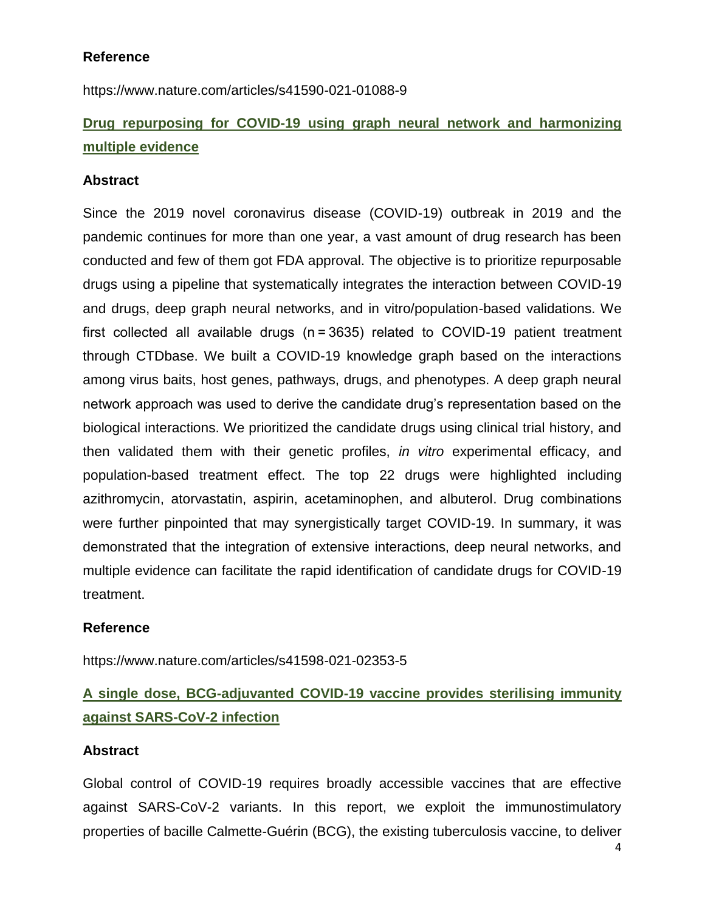### Reference

https://www.nature.com/articles/s41590-021-01088-9

## [Drug repurposing for COVID-19 using graph neural network and harmonizing multiple evidence]

### Abstract

Since the 2019 novel coronavirus disease (COVID-19) outbreak in 2019 and the pandemic continues for more than one year, a vast amount of drug research has been conducted and few of them got FDA approval. The objective is to prioritize repurposable drugs using a pipeline that systematically integrates the interaction between COVID-19 and drugs, deep graph neural networks, and in vitro/population-based validations. We first collected all available drugs (n = 3635) related to COVID-19 patient treatment through CTDbase. We built a COVID-19 knowledge graph based on the interactions among virus baits, host genes, pathways, drugs, and phenotypes. A deep graph neural network approach was used to derive the candidate drug's representation based on the biological interactions. We prioritized the candidate drugs using clinical trial history, and then validated them with their genetic profiles, *in vitro* experimental efficacy, and population-based treatment effect. The top 22 drugs were highlighted including azithromycin, atorvastatin, aspirin, acetaminophen, and albuterol. Drug combinations were further pinpointed that may synergistically target COVID-19. In summary, it was demonstrated that the integration of extensive interactions, deep neural networks, and multiple evidence can facilitate the rapid identification of candidate drugs for COVID-19 treatment.

### Reference

https://www.nature.com/articles/s41598-021-02353-5

## [A single dose, BCG-adjuvanted COVID-19 vaccine provides sterilising immunity against SARS-CoV-2 infection]

### Abstract

Global control of COVID-19 requires broadly accessible vaccines that are effective against SARS-CoV-2 variants. In this report, we exploit the immunostimulatory properties of bacille Calmette-Guérin (BCG), the existing tuberculosis vaccine, to deliver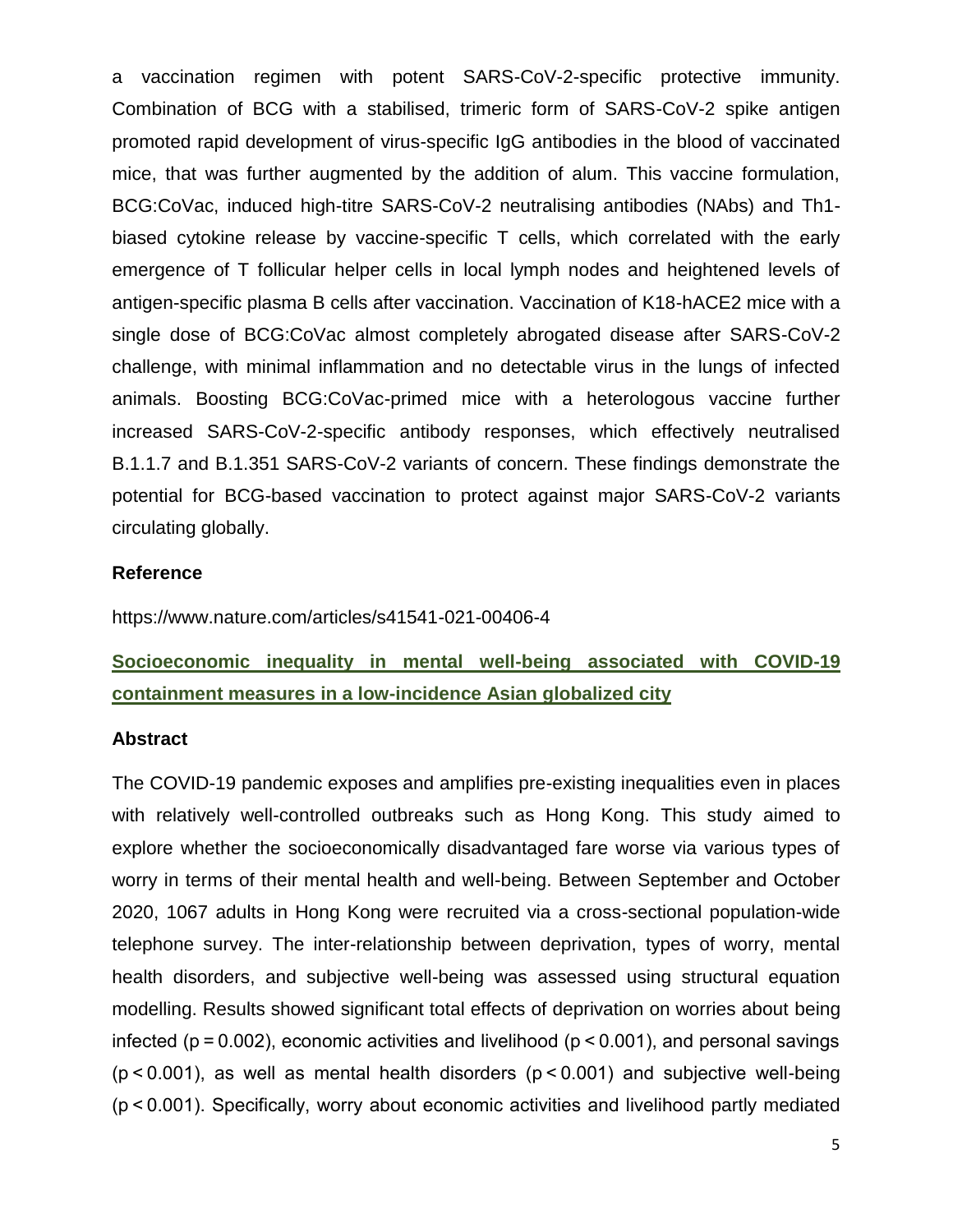a vaccination regimen with potent SARS-CoV-2-specific protective immunity. Combination of BCG with a stabilised, trimeric form of SARS-CoV-2 spike antigen promoted rapid development of virus-specific IgG antibodies in the blood of vaccinated mice, that was further augmented by the addition of alum. This vaccine formulation, BCG:CoVac, induced high-titre SARS-CoV-2 neutralising antibodies (NAbs) and Th1-biased cytokine release by vaccine-specific T cells, which correlated with the early emergence of T follicular helper cells in local lymph nodes and heightened levels of antigen-specific plasma B cells after vaccination. Vaccination of K18-hACE2 mice with a single dose of BCG:CoVac almost completely abrogated disease after SARS-CoV-2 challenge, with minimal inflammation and no detectable virus in the lungs of infected animals. Boosting BCG:CoVac-primed mice with a heterologous vaccine further increased SARS-CoV-2-specific antibody responses, which effectively neutralised B.1.1.7 and B.1.351 SARS-CoV-2 variants of concern. These findings demonstrate the potential for BCG-based vaccination to protect against major SARS-CoV-2 variants circulating globally.

**Reference**

https://www.nature.com/articles/s41541-021-00406-4

## Socioeconomic inequality in mental well-being associated with COVID-19 containment measures in a low-incidence Asian globalized city

**Abstract**

The COVID-19 pandemic exposes and amplifies pre-existing inequalities even in places with relatively well-controlled outbreaks such as Hong Kong. This study aimed to explore whether the socioeconomically disadvantaged fare worse via various types of worry in terms of their mental health and well-being. Between September and October 2020, 1067 adults in Hong Kong were recruited via a cross-sectional population-wide telephone survey. The inter-relationship between deprivation, types of worry, mental health disorders, and subjective well-being was assessed using structural equation modelling. Results showed significant total effects of deprivation on worries about being infected ($p = 0.002$), economic activities and livelihood ($p < 0.001$), and personal savings ($p < 0.001$), as well as mental health disorders ($p < 0.001$) and subjective well-being ($p < 0.001$). Specifically, worry about economic activities and livelihood partly mediated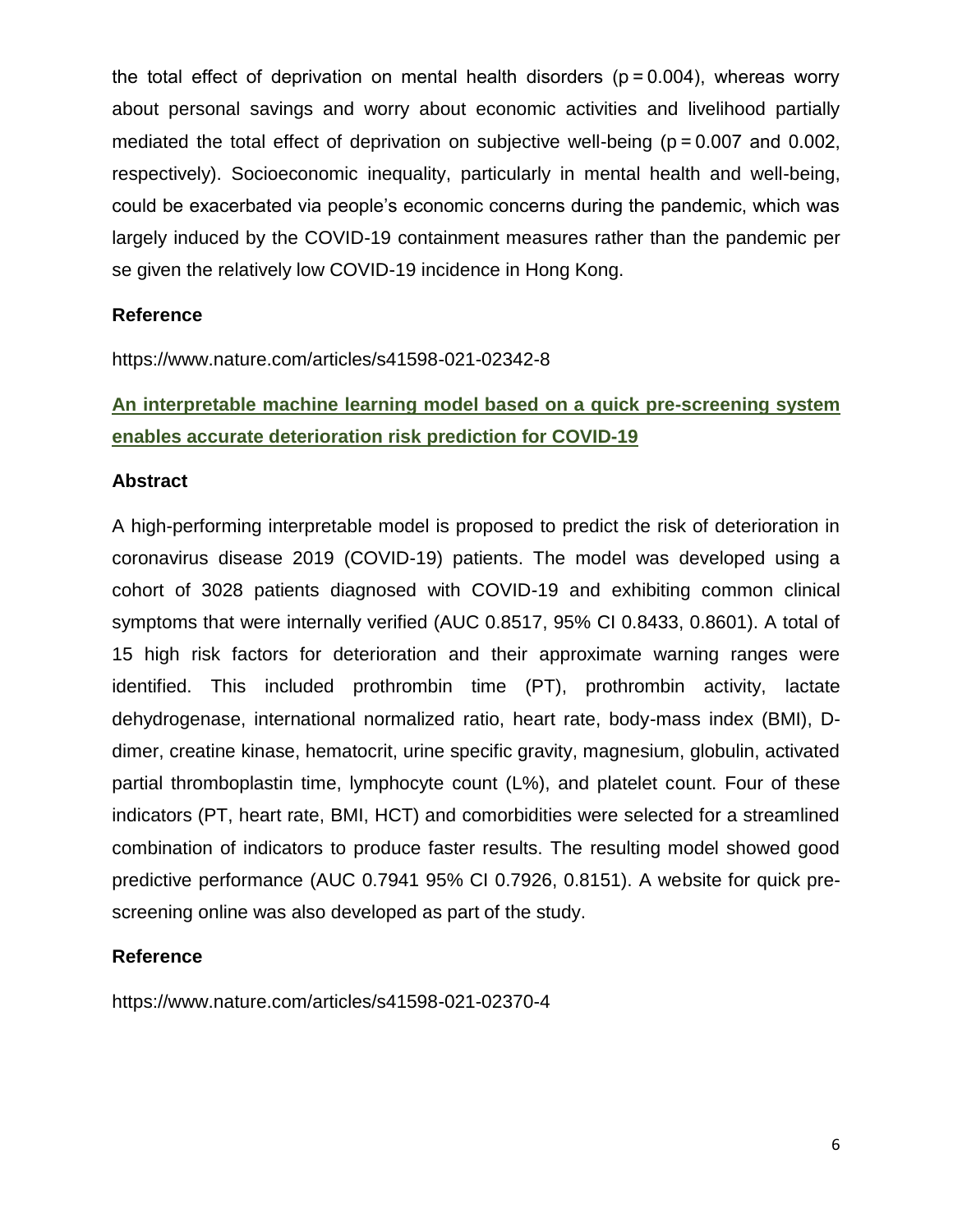the total effect of deprivation on mental health disorders ($p = 0.004$), whereas worry about personal savings and worry about economic activities and livelihood partially mediated the total effect of deprivation on subjective well-being ($p = 0.007$ and 0.002, respectively). Socioeconomic inequality, particularly in mental health and well-being, could be exacerbated via people's economic concerns during the pandemic, which was largely induced by the COVID-19 containment measures rather than the pandemic per se given the relatively low COVID-19 incidence in Hong Kong.

### Reference

https://www.nature.com/articles/s41598-021-02342-8

## An interpretable machine learning model based on a quick pre-screening system enables accurate deterioration risk prediction for COVID-19

### Abstract

A high-performing interpretable model is proposed to predict the risk of deterioration in coronavirus disease 2019 (COVID-19) patients. The model was developed using a cohort of 3028 patients diagnosed with COVID-19 and exhibiting common clinical symptoms that were internally verified (AUC 0.8517, 95% CI 0.8433, 0.8601). A total of 15 high risk factors for deterioration and their approximate warning ranges were identified. This included prothrombin time (PT), prothrombin activity, lactate dehydrogenase, international normalized ratio, heart rate, body-mass index (BMI), D-dimer, creatine kinase, hematocrit, urine specific gravity, magnesium, globulin, activated partial thromboplastin time, lymphocyte count (L%), and platelet count. Four of these indicators (PT, heart rate, BMI, HCT) and comorbidities were selected for a streamlined combination of indicators to produce faster results. The resulting model showed good predictive performance (AUC 0.7941 95% CI 0.7926, 0.8151). A website for quick pre-screening online was also developed as part of the study.

### Reference

https://www.nature.com/articles/s41598-021-02370-4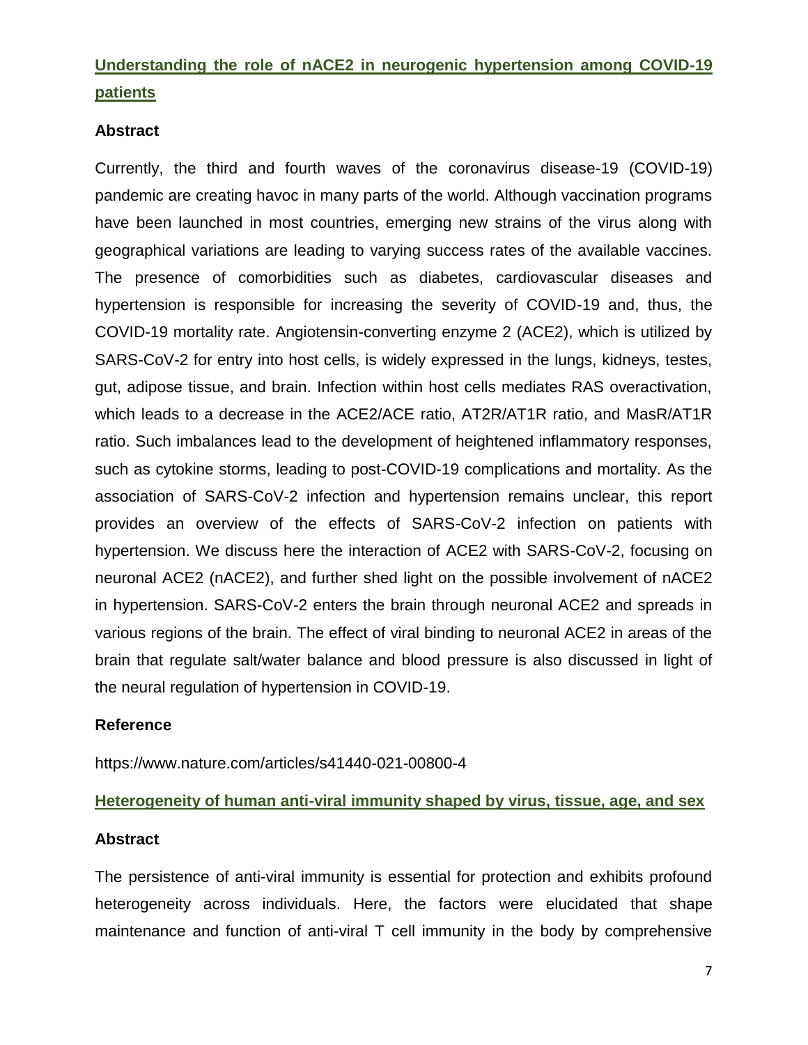## [Understanding the role of nACE2 in neurogenic hypertension among COVID-19 patients](https://www.nature.com/articles/s41440-021-00800-4)

### Abstract

Currently, the third and fourth waves of the coronavirus disease-19 (COVID-19) pandemic are creating havoc in many parts of the world. Although vaccination programs have been launched in most countries, emerging new strains of the virus along with geographical variations are leading to varying success rates of the available vaccines. The presence of comorbidities such as diabetes, cardiovascular diseases and hypertension is responsible for increasing the severity of COVID-19 and, thus, the COVID-19 mortality rate. Angiotensin-converting enzyme 2 (ACE2), which is utilized by SARS-CoV-2 for entry into host cells, is widely expressed in the lungs, kidneys, testes, gut, adipose tissue, and brain. Infection within host cells mediates RAS overactivation, which leads to a decrease in the ACE2/ACE ratio, AT2R/AT1R ratio, and MasR/AT1R ratio. Such imbalances lead to the development of heightened inflammatory responses, such as cytokine storms, leading to post-COVID-19 complications and mortality. As the association of SARS-CoV-2 infection and hypertension remains unclear, this report provides an overview of the effects of SARS-CoV-2 infection on patients with hypertension. We discuss here the interaction of ACE2 with SARS-CoV-2, focusing on neuronal ACE2 (nACE2), and further shed light on the possible involvement of nACE2 in hypertension. SARS-CoV-2 enters the brain through neuronal ACE2 and spreads in various regions of the brain. The effect of viral binding to neuronal ACE2 in areas of the brain that regulate salt/water balance and blood pressure is also discussed in light of the neural regulation of hypertension in COVID-19.

### Reference

https://www.nature.com/articles/s41440-021-00800-4

## Heterogeneity of human anti-viral immunity shaped by virus, tissue, age, and sex

### Abstract

The persistence of anti-viral immunity is essential for protection and exhibits profound heterogeneity across individuals. Here, the factors were elucidated that shape maintenance and function of anti-viral T cell immunity in the body by comprehensive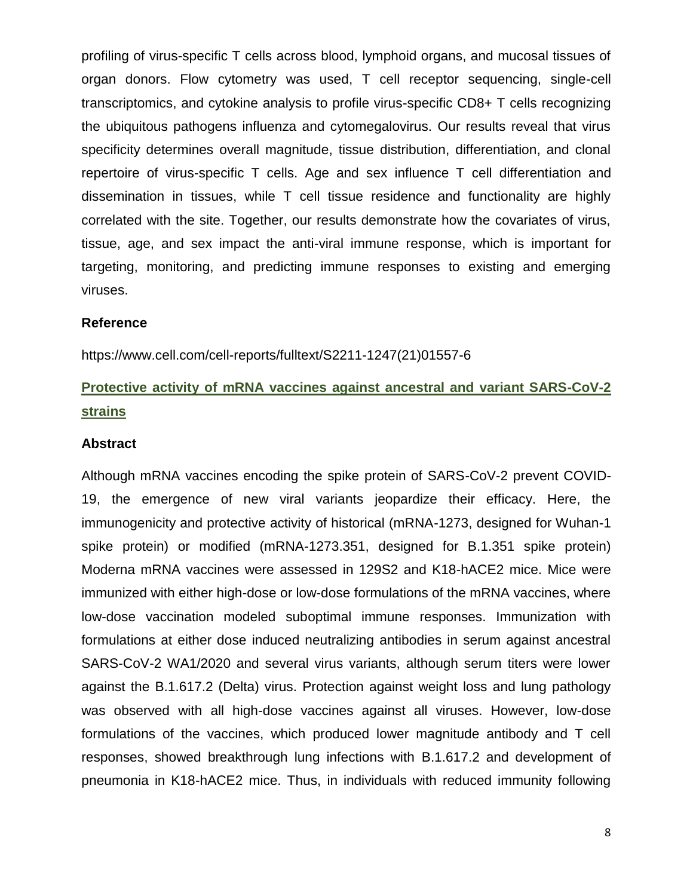profiling of virus-specific T cells across blood, lymphoid organs, and mucosal tissues of organ donors. Flow cytometry was used, T cell receptor sequencing, single-cell transcriptomics, and cytokine analysis to profile virus-specific CD8+ T cells recognizing the ubiquitous pathogens influenza and cytomegalovirus. Our results reveal that virus specificity determines overall magnitude, tissue distribution, differentiation, and clonal repertoire of virus-specific T cells. Age and sex influence T cell differentiation and dissemination in tissues, while T cell tissue residence and functionality are highly correlated with the site. Together, our results demonstrate how the covariates of virus, tissue, age, and sex impact the anti-viral immune response, which is important for targeting, monitoring, and predicting immune responses to existing and emerging viruses.

### Reference

https://www.cell.com/cell-reports/fulltext/S2211-1247(21)01557-6

## Protective activity of mRNA vaccines against ancestral and variant SARS-CoV-2 strains

### Abstract

Although mRNA vaccines encoding the spike protein of SARS-CoV-2 prevent COVID-19, the emergence of new viral variants jeopardize their efficacy. Here, the immunogenicity and protective activity of historical (mRNA-1273, designed for Wuhan-1 spike protein) or modified (mRNA-1273.351, designed for B.1.351 spike protein) Moderna mRNA vaccines were assessed in 129S2 and K18-hACE2 mice. Mice were immunized with either high-dose or low-dose formulations of the mRNA vaccines, where low-dose vaccination modeled suboptimal immune responses. Immunization with formulations at either dose induced neutralizing antibodies in serum against ancestral SARS-CoV-2 WA1/2020 and several virus variants, although serum titers were lower against the B.1.617.2 (Delta) virus. Protection against weight loss and lung pathology was observed with all high-dose vaccines against all viruses. However, low-dose formulations of the vaccines, which produced lower magnitude antibody and T cell responses, showed breakthrough lung infections with B.1.617.2 and development of pneumonia in K18-hACE2 mice. Thus, in individuals with reduced immunity following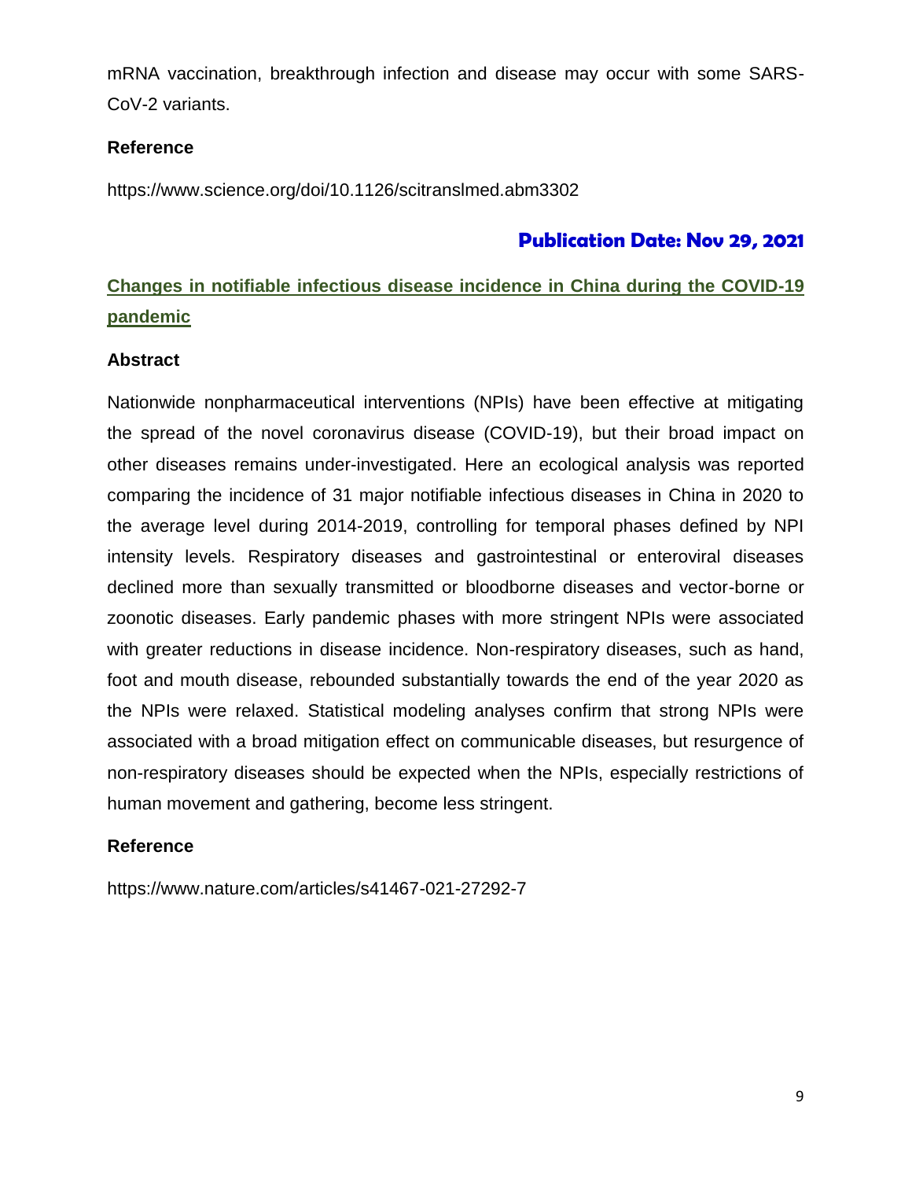mRNA vaccination, breakthrough infection and disease may occur with some SARS-CoV-2 variants.

**Reference**

https://www.science.org/doi/10.1126/scitranslmed.abm3302

## Publication Date: Nov 29, 2021

### Changes in notifiable infectious disease incidence in China during the COVID-19 pandemic

**Abstract**

Nationwide nonpharmaceutical interventions (NPIs) have been effective at mitigating the spread of the novel coronavirus disease (COVID-19), but their broad impact on other diseases remains under-investigated. Here an ecological analysis was reported comparing the incidence of 31 major notifiable infectious diseases in China in 2020 to the average level during 2014-2019, controlling for temporal phases defined by NPI intensity levels. Respiratory diseases and gastrointestinal or enteroviral diseases declined more than sexually transmitted or bloodborne diseases and vector-borne or zoonotic diseases. Early pandemic phases with more stringent NPIs were associated with greater reductions in disease incidence. Non-respiratory diseases, such as hand, foot and mouth disease, rebounded substantially towards the end of the year 2020 as the NPIs were relaxed. Statistical modeling analyses confirm that strong NPIs were associated with a broad mitigation effect on communicable diseases, but resurgence of non-respiratory diseases should be expected when the NPIs, especially restrictions of human movement and gathering, become less stringent.

**Reference**

https://www.nature.com/articles/s41467-021-27292-7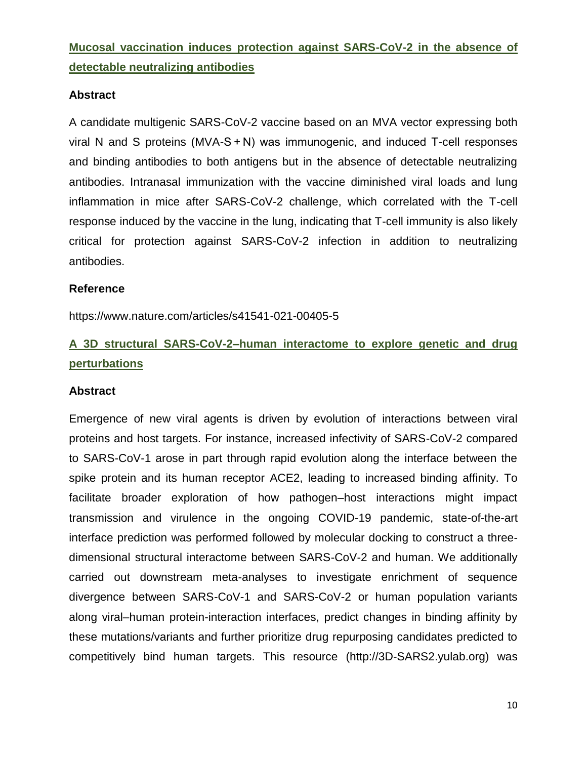## Mucosal vaccination induces protection against SARS-CoV-2 in the absence of detectable neutralizing antibodies

### Abstract

A candidate multigenic SARS-CoV-2 vaccine based on an MVA vector expressing both viral N and S proteins (MVA-S + N) was immunogenic, and induced T-cell responses and binding antibodies to both antigens but in the absence of detectable neutralizing antibodies. Intranasal immunization with the vaccine diminished viral loads and lung inflammation in mice after SARS-CoV-2 challenge, which correlated with the T-cell response induced by the vaccine in the lung, indicating that T-cell immunity is also likely critical for protection against SARS-CoV-2 infection in addition to neutralizing antibodies.

### Reference

https://www.nature.com/articles/s41541-021-00405-5

## A 3D structural SARS-CoV-2–human interactome to explore genetic and drug perturbations

### Abstract

Emergence of new viral agents is driven by evolution of interactions between viral proteins and host targets. For instance, increased infectivity of SARS-CoV-2 compared to SARS-CoV-1 arose in part through rapid evolution along the interface between the spike protein and its human receptor ACE2, leading to increased binding affinity. To facilitate broader exploration of how pathogen–host interactions might impact transmission and virulence in the ongoing COVID-19 pandemic, state-of-the-art interface prediction was performed followed by molecular docking to construct a three-dimensional structural interactome between SARS-CoV-2 and human. We additionally carried out downstream meta-analyses to investigate enrichment of sequence divergence between SARS-CoV-1 and SARS-CoV-2 or human population variants along viral–human protein-interaction interfaces, predict changes in binding affinity by these mutations/variants and further prioritize drug repurposing candidates predicted to competitively bind human targets. This resource (http://3D-SARS2.yulab.org) was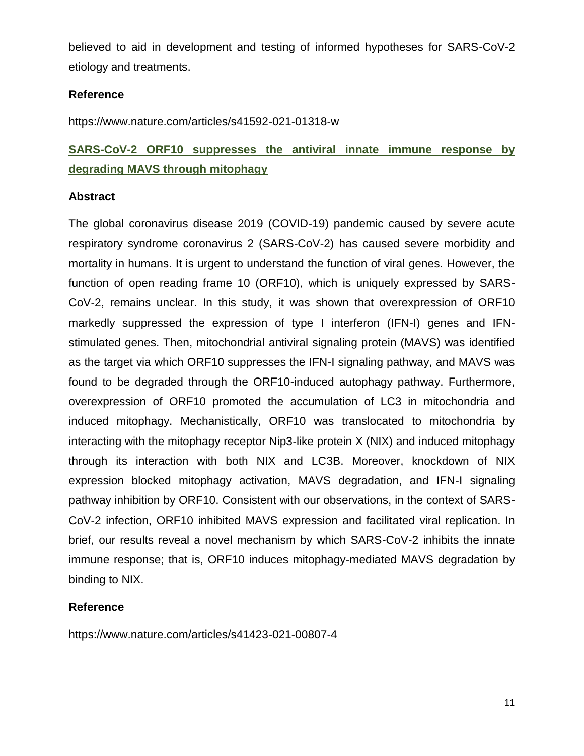believed to aid in development and testing of informed hypotheses for SARS-CoV-2 etiology and treatments.

### Reference

https://www.nature.com/articles/s41592-021-01318-w

## SARS-CoV-2 ORF10 suppresses the antiviral innate immune response by degrading MAVS through mitophagy

### Abstract

The global coronavirus disease 2019 (COVID-19) pandemic caused by severe acute respiratory syndrome coronavirus 2 (SARS-CoV-2) has caused severe morbidity and mortality in humans. It is urgent to understand the function of viral genes. However, the function of open reading frame 10 (ORF10), which is uniquely expressed by SARS-CoV-2, remains unclear. In this study, it was shown that overexpression of ORF10 markedly suppressed the expression of type I interferon (IFN-I) genes and IFN-stimulated genes. Then, mitochondrial antiviral signaling protein (MAVS) was identified as the target via which ORF10 suppresses the IFN-I signaling pathway, and MAVS was found to be degraded through the ORF10-induced autophagy pathway. Furthermore, overexpression of ORF10 promoted the accumulation of LC3 in mitochondria and induced mitophagy. Mechanistically, ORF10 was translocated to mitochondria by interacting with the mitophagy receptor Nip3-like protein X (NIX) and induced mitophagy through its interaction with both NIX and LC3B. Moreover, knockdown of NIX expression blocked mitophagy activation, MAVS degradation, and IFN-I signaling pathway inhibition by ORF10. Consistent with our observations, in the context of SARS-CoV-2 infection, ORF10 inhibited MAVS expression and facilitated viral replication. In brief, our results reveal a novel mechanism by which SARS-CoV-2 inhibits the innate immune response; that is, ORF10 induces mitophagy-mediated MAVS degradation by binding to NIX.

### Reference

https://www.nature.com/articles/s41423-021-00807-4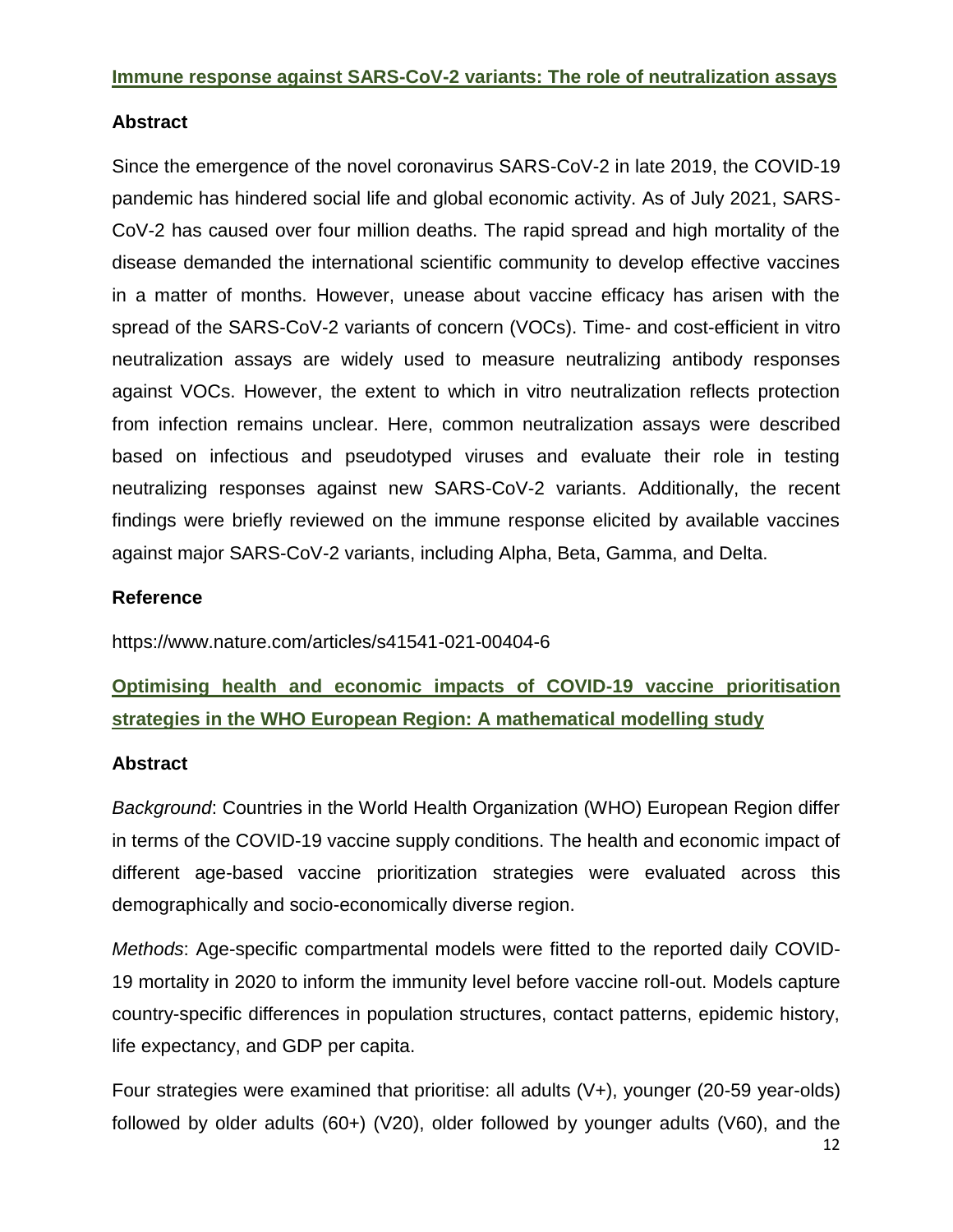## Immune response against SARS-CoV-2 variants: The role of neutralization assays

### Abstract

Since the emergence of the novel coronavirus SARS-CoV-2 in late 2019, the COVID-19 pandemic has hindered social life and global economic activity. As of July 2021, SARS-CoV-2 has caused over four million deaths. The rapid spread and high mortality of the disease demanded the international scientific community to develop effective vaccines in a matter of months. However, unease about vaccine efficacy has arisen with the spread of the SARS-CoV-2 variants of concern (VOCs). Time- and cost-efficient in vitro neutralization assays are widely used to measure neutralizing antibody responses against VOCs. However, the extent to which in vitro neutralization reflects protection from infection remains unclear. Here, common neutralization assays were described based on infectious and pseudotyped viruses and evaluate their role in testing neutralizing responses against new SARS-CoV-2 variants. Additionally, the recent findings were briefly reviewed on the immune response elicited by available vaccines against major SARS-CoV-2 variants, including Alpha, Beta, Gamma, and Delta.

### Reference

https://www.nature.com/articles/s41541-021-00404-6

## Optimising health and economic impacts of COVID-19 vaccine prioritisation strategies in the WHO European Region: A mathematical modelling study

### Abstract

*Background*: Countries in the World Health Organization (WHO) European Region differ in terms of the COVID-19 vaccine supply conditions. The health and economic impact of different age-based vaccine prioritization strategies were evaluated across this demographically and socio-economically diverse region.

*Methods*: Age-specific compartmental models were fitted to the reported daily COVID-19 mortality in 2020 to inform the immunity level before vaccine roll-out. Models capture country-specific differences in population structures, contact patterns, epidemic history, life expectancy, and GDP per capita.

Four strategies were examined that prioritise: all adults (V+), younger (20-59 year-olds) followed by older adults (60+) (V20), older followed by younger adults (V60), and the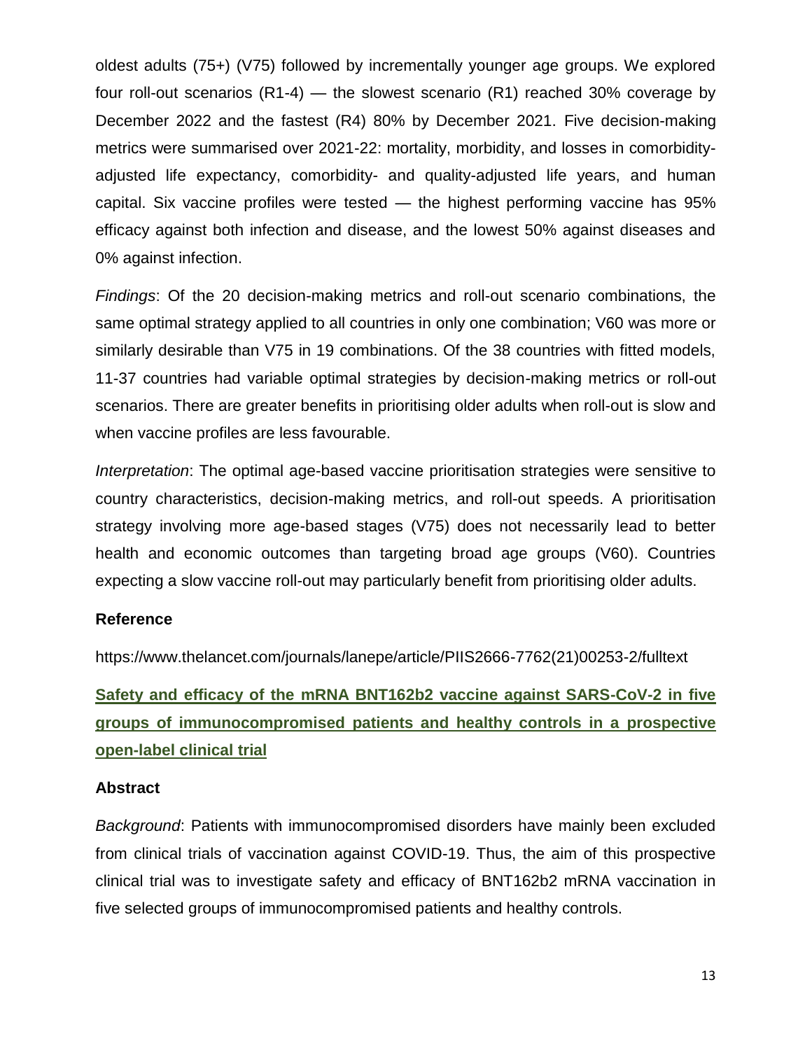oldest adults (75+) (V75) followed by incrementally younger age groups. We explored four roll-out scenarios (R1-4) — the slowest scenario (R1) reached 30% coverage by December 2022 and the fastest (R4) 80% by December 2021. Five decision-making metrics were summarised over 2021-22: mortality, morbidity, and losses in comorbidity-adjusted life expectancy, comorbidity- and quality-adjusted life years, and human capital. Six vaccine profiles were tested — the highest performing vaccine has 95% efficacy against both infection and disease, and the lowest 50% against diseases and 0% against infection.

*Findings*: Of the 20 decision-making metrics and roll-out scenario combinations, the same optimal strategy applied to all countries in only one combination; V60 was more or similarly desirable than V75 in 19 combinations. Of the 38 countries with fitted models, 11-37 countries had variable optimal strategies by decision-making metrics or roll-out scenarios. There are greater benefits in prioritising older adults when roll-out is slow and when vaccine profiles are less favourable.

*Interpretation*: The optimal age-based vaccine prioritisation strategies were sensitive to country characteristics, decision-making metrics, and roll-out speeds. A prioritisation strategy involving more age-based stages (V75) does not necessarily lead to better health and economic outcomes than targeting broad age groups (V60). Countries expecting a slow vaccine roll-out may particularly benefit from prioritising older adults.

### Reference

https://www.thelancet.com/journals/lanepe/article/PIIS2666-7762(21)00253-2/fulltext

## Safety and efficacy of the mRNA BNT162b2 vaccine against SARS-CoV-2 in five groups of immunocompromised patients and healthy controls in a prospective open-label clinical trial

### Abstract

*Background*: Patients with immunocompromised disorders have mainly been excluded from clinical trials of vaccination against COVID-19. Thus, the aim of this prospective clinical trial was to investigate safety and efficacy of BNT162b2 mRNA vaccination in five selected groups of immunocompromised patients and healthy controls.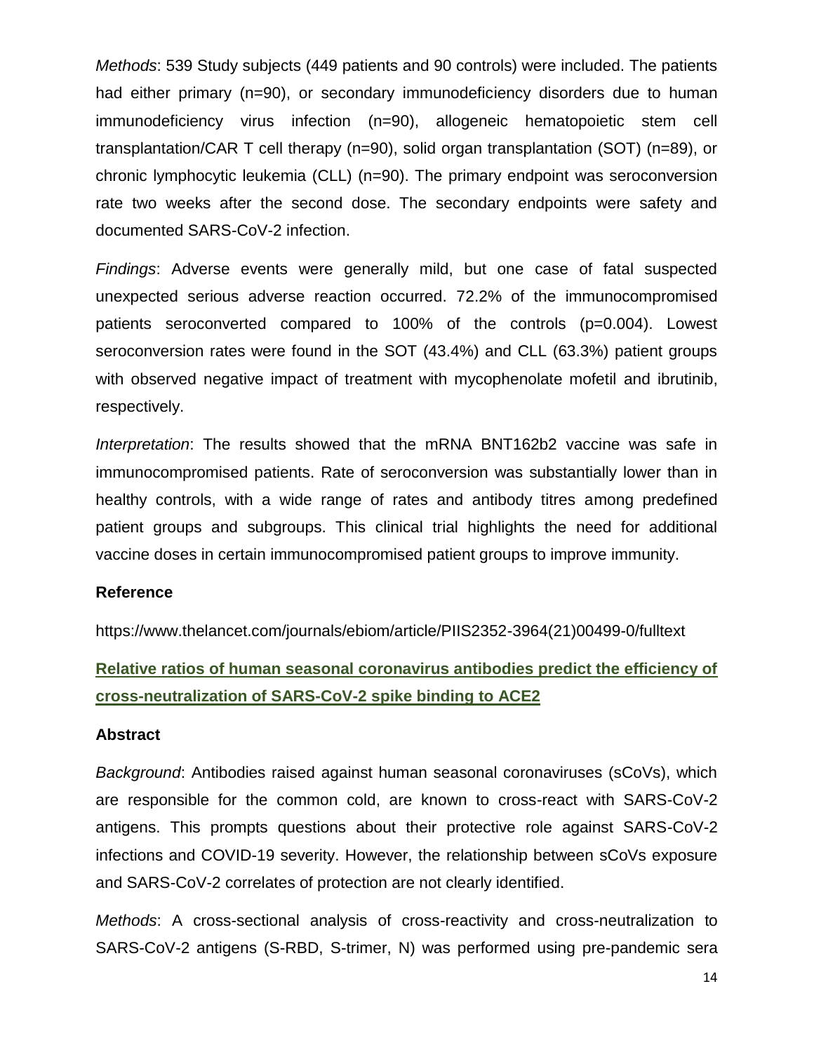*Methods*: 539 Study subjects (449 patients and 90 controls) were included. The patients had either primary (n=90), or secondary immunodeficiency disorders due to human immunodeficiency virus infection (n=90), allogeneic hematopoietic stem cell transplantation/CAR T cell therapy (n=90), solid organ transplantation (SOT) (n=89), or chronic lymphocytic leukemia (CLL) (n=90). The primary endpoint was seroconversion rate two weeks after the second dose. The secondary endpoints were safety and documented SARS-CoV-2 infection.

*Findings*: Adverse events were generally mild, but one case of fatal suspected unexpected serious adverse reaction occurred. 72.2% of the immunocompromised patients seroconverted compared to 100% of the controls (p=0.004). Lowest seroconversion rates were found in the SOT (43.4%) and CLL (63.3%) patient groups with observed negative impact of treatment with mycophenolate mofetil and ibrutinib, respectively.

*Interpretation*: The results showed that the mRNA BNT162b2 vaccine was safe in immunocompromised patients. Rate of seroconversion was substantially lower than in healthy controls, with a wide range of rates and antibody titres among predefined patient groups and subgroups. This clinical trial highlights the need for additional vaccine doses in certain immunocompromised patient groups to improve immunity.

**Reference**

https://www.thelancet.com/journals/ebiom/article/PIIS2352-3964(21)00499-0/fulltext

## Relative ratios of human seasonal coronavirus antibodies predict the efficiency of cross-neutralization of SARS-CoV-2 spike binding to ACE2

**Abstract**

*Background*: Antibodies raised against human seasonal coronaviruses (sCoVs), which are responsible for the common cold, are known to cross-react with SARS-CoV-2 antigens. This prompts questions about their protective role against SARS-CoV-2 infections and COVID-19 severity. However, the relationship between sCoVs exposure and SARS-CoV-2 correlates of protection are not clearly identified.

*Methods*: A cross-sectional analysis of cross-reactivity and cross-neutralization to SARS-CoV-2 antigens (S-RBD, S-trimer, N) was performed using pre-pandemic sera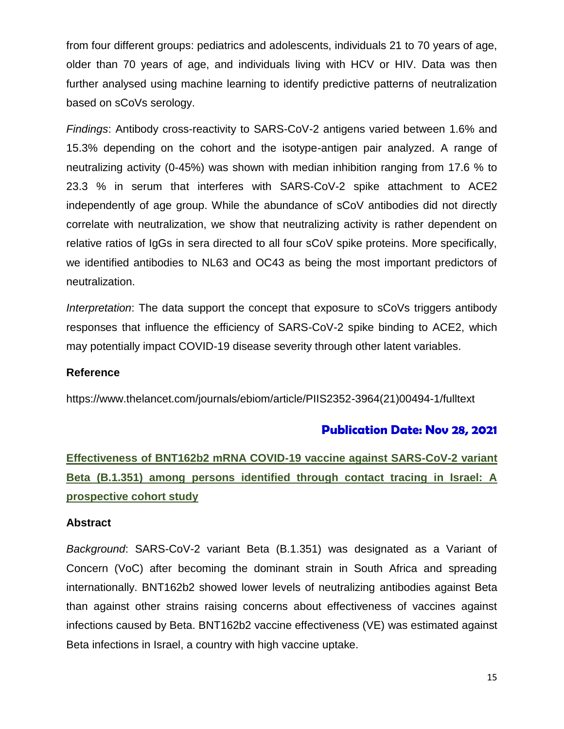from four different groups: pediatrics and adolescents, individuals 21 to 70 years of age, older than 70 years of age, and individuals living with HCV or HIV. Data was then further analysed using machine learning to identify predictive patterns of neutralization based on sCoVs serology.

*Findings*: Antibody cross-reactivity to SARS-CoV-2 antigens varied between 1.6% and 15.3% depending on the cohort and the isotype-antigen pair analyzed. A range of neutralizing activity (0-45%) was shown with median inhibition ranging from 17.6 % to 23.3 % in serum that interferes with SARS-CoV-2 spike attachment to ACE2 independently of age group. While the abundance of sCoV antibodies did not directly correlate with neutralization, we show that neutralizing activity is rather dependent on relative ratios of IgGs in sera directed to all four sCoV spike proteins. More specifically, we identified antibodies to NL63 and OC43 as being the most important predictors of neutralization.

*Interpretation*: The data support the concept that exposure to sCoVs triggers antibody responses that influence the efficiency of SARS-CoV-2 spike binding to ACE2, which may potentially impact COVID-19 disease severity through other latent variables.

**Reference**

https://www.thelancet.com/journals/ebiom/article/PIIS2352-3964(21)00494-1/fulltext

**Publication Date: Nov 28, 2021**

## Effectiveness of BNT162b2 mRNA COVID-19 vaccine against SARS-CoV-2 variant Beta (B.1.351) among persons identified through contact tracing in Israel: A prospective cohort study

**Abstract**

*Background*: SARS-CoV-2 variant Beta (B.1.351) was designated as a Variant of Concern (VoC) after becoming the dominant strain in South Africa and spreading internationally. BNT162b2 showed lower levels of neutralizing antibodies against Beta than against other strains raising concerns about effectiveness of vaccines against infections caused by Beta. BNT162b2 vaccine effectiveness (VE) was estimated against Beta infections in Israel, a country with high vaccine uptake.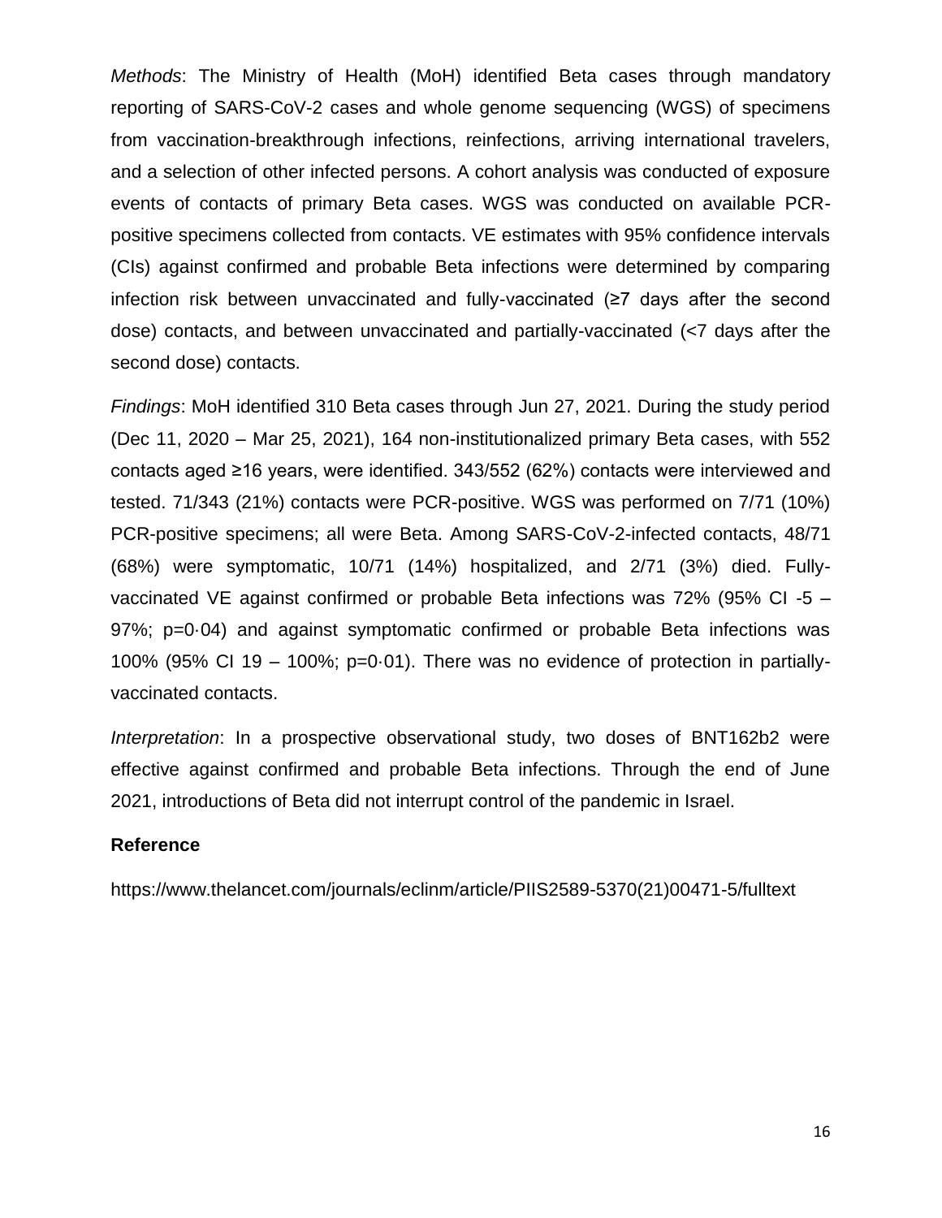*Methods*: The Ministry of Health (MoH) identified Beta cases through mandatory reporting of SARS-CoV-2 cases and whole genome sequencing (WGS) of specimens from vaccination-breakthrough infections, reinfections, arriving international travelers, and a selection of other infected persons. A cohort analysis was conducted of exposure events of contacts of primary Beta cases. WGS was conducted on available PCR-positive specimens collected from contacts. VE estimates with 95% confidence intervals (CIs) against confirmed and probable Beta infections were determined by comparing infection risk between unvaccinated and fully-vaccinated (≥7 days after the second dose) contacts, and between unvaccinated and partially-vaccinated (<7 days after the second dose) contacts.

*Findings*: MoH identified 310 Beta cases through Jun 27, 2021. During the study period (Dec 11, 2020 – Mar 25, 2021), 164 non-institutionalized primary Beta cases, with 552 contacts aged ≥16 years, were identified. 343/552 (62%) contacts were interviewed and tested. 71/343 (21%) contacts were PCR-positive. WGS was performed on 7/71 (10%) PCR-positive specimens; all were Beta. Among SARS-CoV-2-infected contacts, 48/71 (68%) were symptomatic, 10/71 (14%) hospitalized, and 2/71 (3%) died. Fully-vaccinated VE against confirmed or probable Beta infections was 72% (95% CI -5 – 97%; p=0·04) and against symptomatic confirmed or probable Beta infections was 100% (95% CI 19 – 100%; p=0·01). There was no evidence of protection in partially-vaccinated contacts.

*Interpretation*: In a prospective observational study, two doses of BNT162b2 were effective against confirmed and probable Beta infections. Through the end of June 2021, introductions of Beta did not interrupt control of the pandemic in Israel.

**Reference**

https://www.thelancet.com/journals/eclinm/article/PIIS2589-5370(21)00471-5/fulltext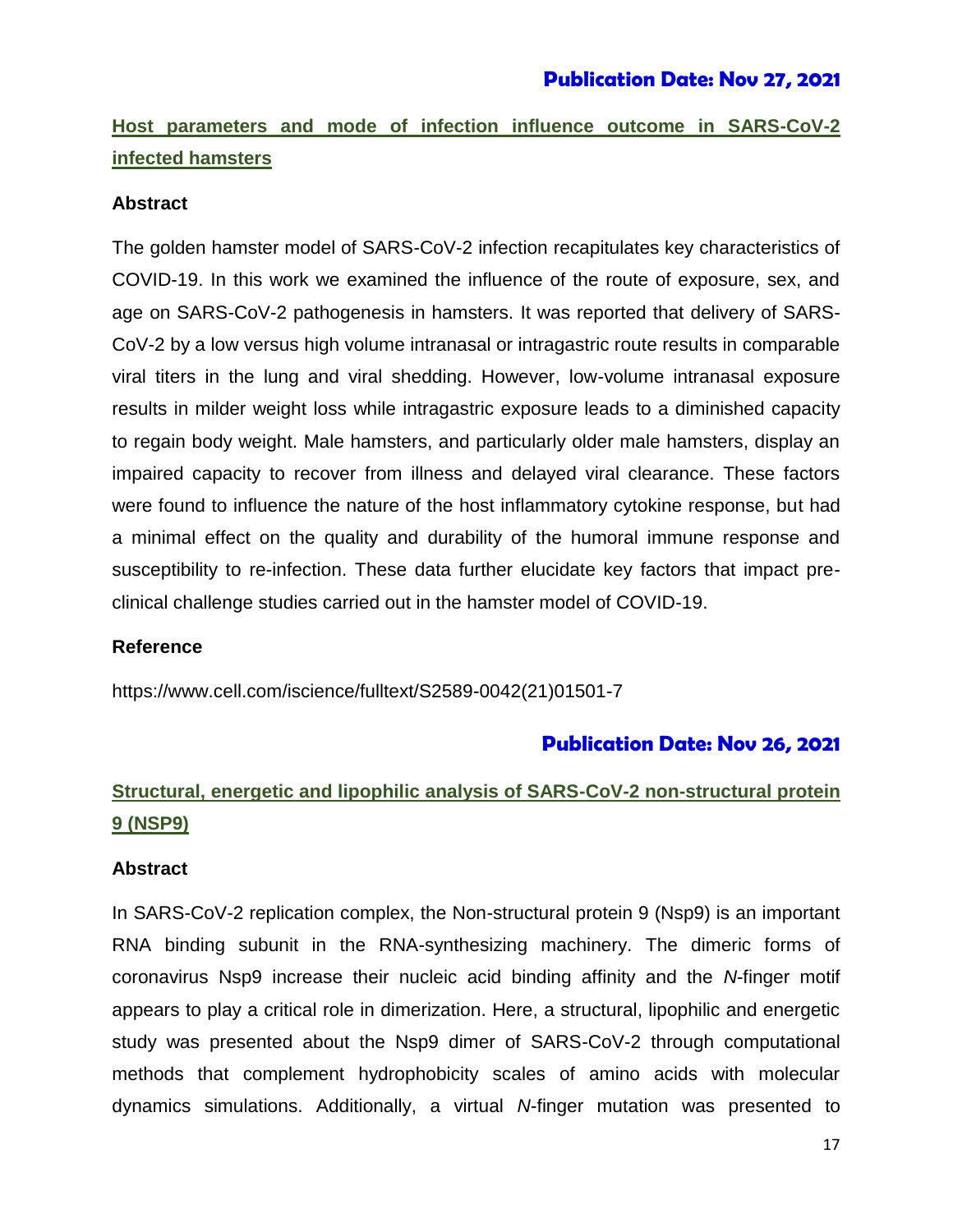**Publication Date: Nov 27, 2021**

## Host parameters and mode of infection influence outcome in SARS-CoV-2 infected hamsters

### Abstract

The golden hamster model of SARS-CoV-2 infection recapitulates key characteristics of COVID-19. In this work we examined the influence of the route of exposure, sex, and age on SARS-CoV-2 pathogenesis in hamsters. It was reported that delivery of SARS-CoV-2 by a low versus high volume intranasal or intragastric route results in comparable viral titers in the lung and viral shedding. However, low-volume intranasal exposure results in milder weight loss while intragastric exposure leads to a diminished capacity to regain body weight. Male hamsters, and particularly older male hamsters, display an impaired capacity to recover from illness and delayed viral clearance. These factors were found to influence the nature of the host inflammatory cytokine response, but had a minimal effect on the quality and durability of the humoral immune response and susceptibility to re-infection. These data further elucidate key factors that impact pre-clinical challenge studies carried out in the hamster model of COVID-19.

### Reference

https://www.cell.com/iscience/fulltext/S2589-0042(21)01501-7

**Publication Date: Nov 26, 2021**

## Structural, energetic and lipophilic analysis of SARS-CoV-2 non-structural protein 9 (NSP9)

### Abstract

In SARS-CoV-2 replication complex, the Non-structural protein 9 (Nsp9) is an important RNA binding subunit in the RNA-synthesizing machinery. The dimeric forms of coronavirus Nsp9 increase their nucleic acid binding affinity and the *N*-finger motif appears to play a critical role in dimerization. Here, a structural, lipophilic and energetic study was presented about the Nsp9 dimer of SARS-CoV-2 through computational methods that complement hydrophobicity scales of amino acids with molecular dynamics simulations. Additionally, a virtual *N*-finger mutation was presented to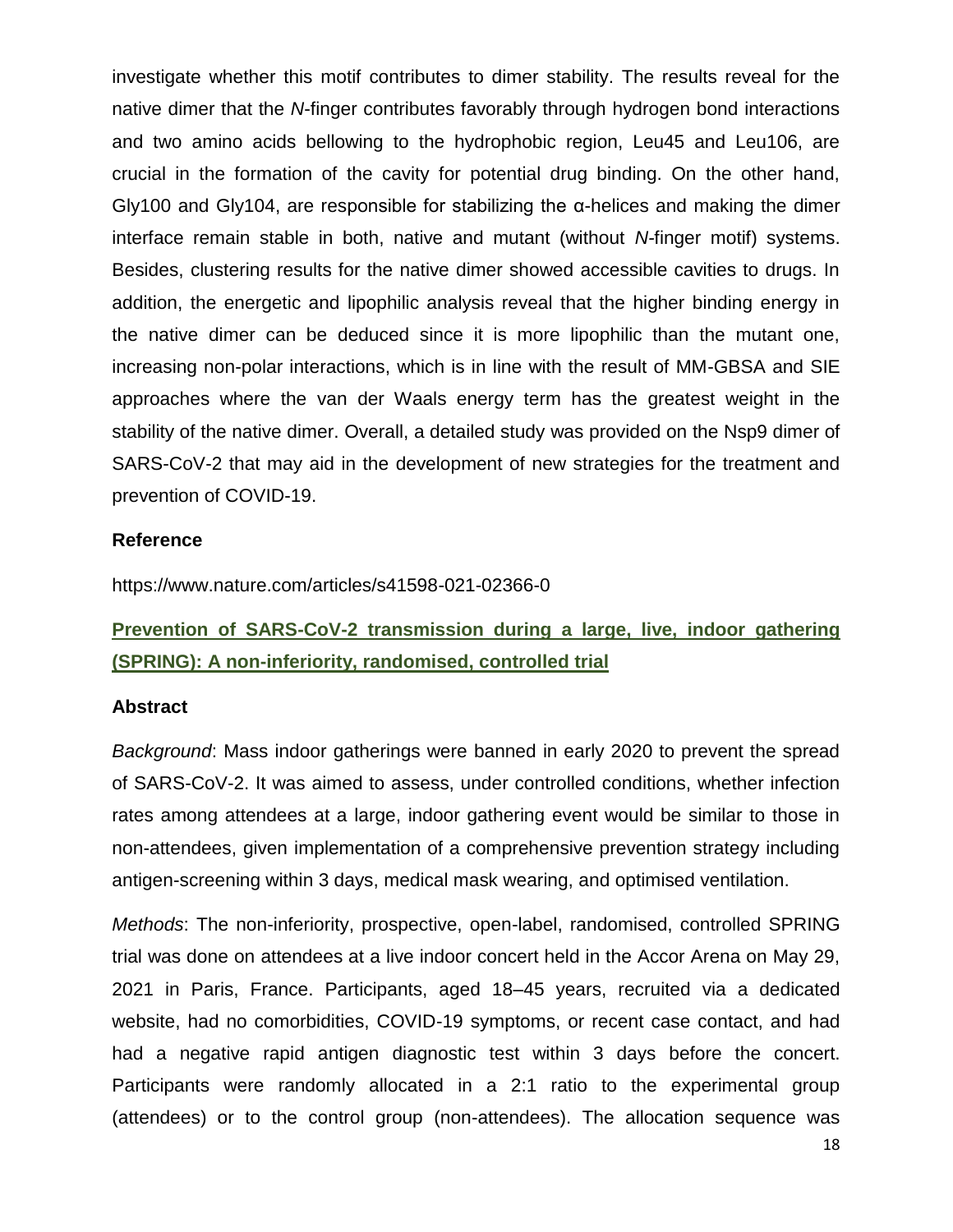investigate whether this motif contributes to dimer stability. The results reveal for the native dimer that the *N*-finger contributes favorably through hydrogen bond interactions and two amino acids bellowing to the hydrophobic region, Leu45 and Leu106, are crucial in the formation of the cavity for potential drug binding. On the other hand, Gly100 and Gly104, are responsible for stabilizing the α-helices and making the dimer interface remain stable in both, native and mutant (without *N*-finger motif) systems. Besides, clustering results for the native dimer showed accessible cavities to drugs. In addition, the energetic and lipophilic analysis reveal that the higher binding energy in the native dimer can be deduced since it is more lipophilic than the mutant one, increasing non-polar interactions, which is in line with the result of MM-GBSA and SIE approaches where the van der Waals energy term has the greatest weight in the stability of the native dimer. Overall, a detailed study was provided on the Nsp9 dimer of SARS-CoV-2 that may aid in the development of new strategies for the treatment and prevention of COVID-19.

### Reference

https://www.nature.com/articles/s41598-021-02366-0

## Prevention of SARS-CoV-2 transmission during a large, live, indoor gathering (SPRING): A non-inferiority, randomised, controlled trial

### Abstract

*Background*: Mass indoor gatherings were banned in early 2020 to prevent the spread of SARS-CoV-2. It was aimed to assess, under controlled conditions, whether infection rates among attendees at a large, indoor gathering event would be similar to those in non-attendees, given implementation of a comprehensive prevention strategy including antigen-screening within 3 days, medical mask wearing, and optimised ventilation.

*Methods*: The non-inferiority, prospective, open-label, randomised, controlled SPRING trial was done on attendees at a live indoor concert held in the Accor Arena on May 29, 2021 in Paris, France. Participants, aged 18–45 years, recruited via a dedicated website, had no comorbidities, COVID-19 symptoms, or recent case contact, and had had a negative rapid antigen diagnostic test within 3 days before the concert. Participants were randomly allocated in a 2:1 ratio to the experimental group (attendees) or to the control group (non-attendees). The allocation sequence was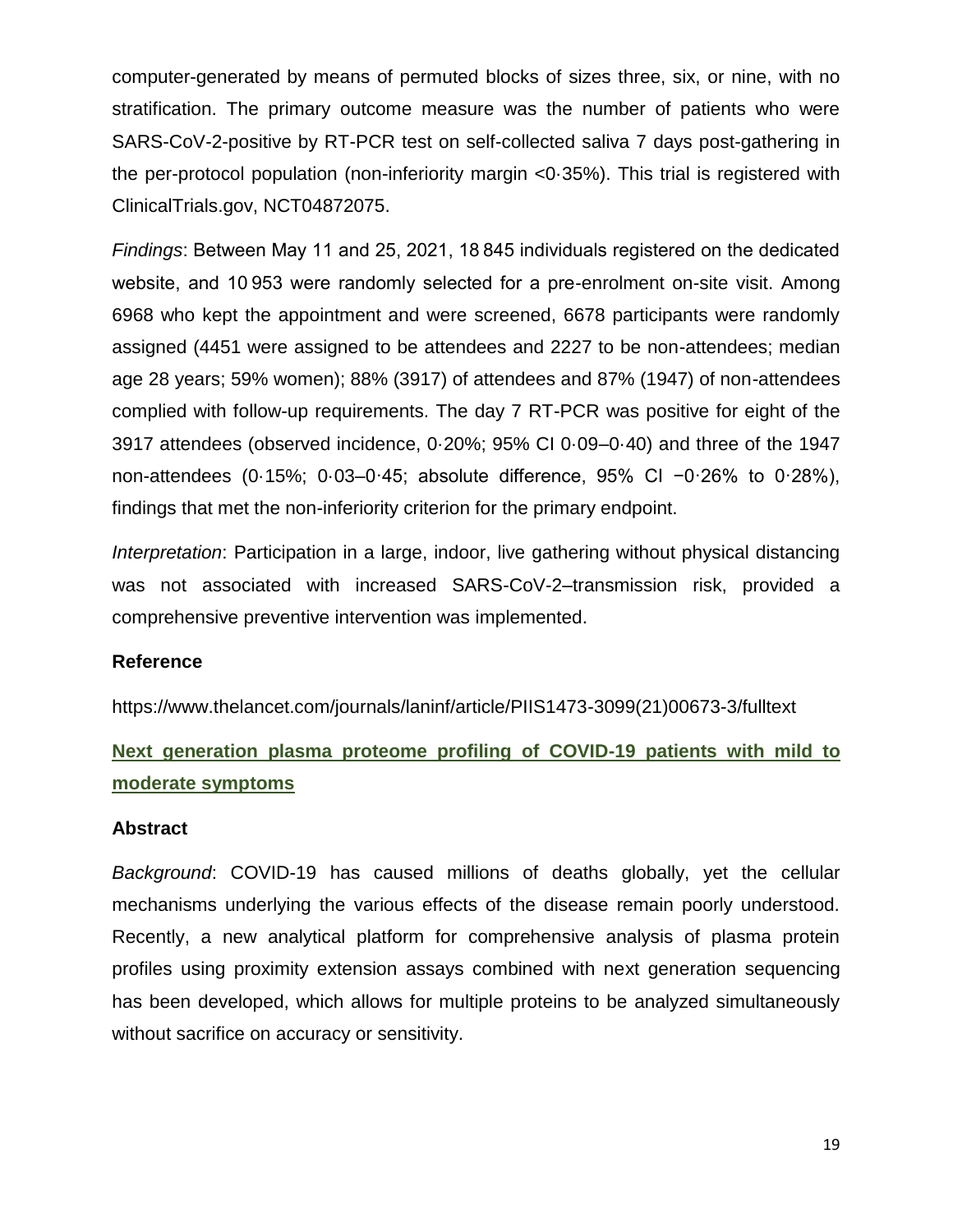computer-generated by means of permuted blocks of sizes three, six, or nine, with no stratification. The primary outcome measure was the number of patients who were SARS-CoV-2-positive by RT-PCR test on self-collected saliva 7 days post-gathering in the per-protocol population (non-inferiority margin <0·35%). This trial is registered with ClinicalTrials.gov, NCT04872075.

*Findings*: Between May 11 and 25, 2021, 18 845 individuals registered on the dedicated website, and 10 953 were randomly selected for a pre-enrolment on-site visit. Among 6968 who kept the appointment and were screened, 6678 participants were randomly assigned (4451 were assigned to be attendees and 2227 to be non-attendees; median age 28 years; 59% women); 88% (3917) of attendees and 87% (1947) of non-attendees complied with follow-up requirements. The day 7 RT-PCR was positive for eight of the 3917 attendees (observed incidence, 0·20%; 95% CI 0·09–0·40) and three of the 1947 non-attendees (0·15%; 0·03–0·45; absolute difference, 95% CI −0·26% to 0·28%), findings that met the non-inferiority criterion for the primary endpoint.

*Interpretation*: Participation in a large, indoor, live gathering without physical distancing was not associated with increased SARS-CoV-2–transmission risk, provided a comprehensive preventive intervention was implemented.

**Reference**

https://www.thelancet.com/journals/laninf/article/PIIS1473-3099(21)00673-3/fulltext

## Next generation plasma proteome profiling of COVID-19 patients with mild to moderate symptoms

**Abstract**

*Background*: COVID-19 has caused millions of deaths globally, yet the cellular mechanisms underlying the various effects of the disease remain poorly understood. Recently, a new analytical platform for comprehensive analysis of plasma protein profiles using proximity extension assays combined with next generation sequencing has been developed, which allows for multiple proteins to be analyzed simultaneously without sacrifice on accuracy or sensitivity.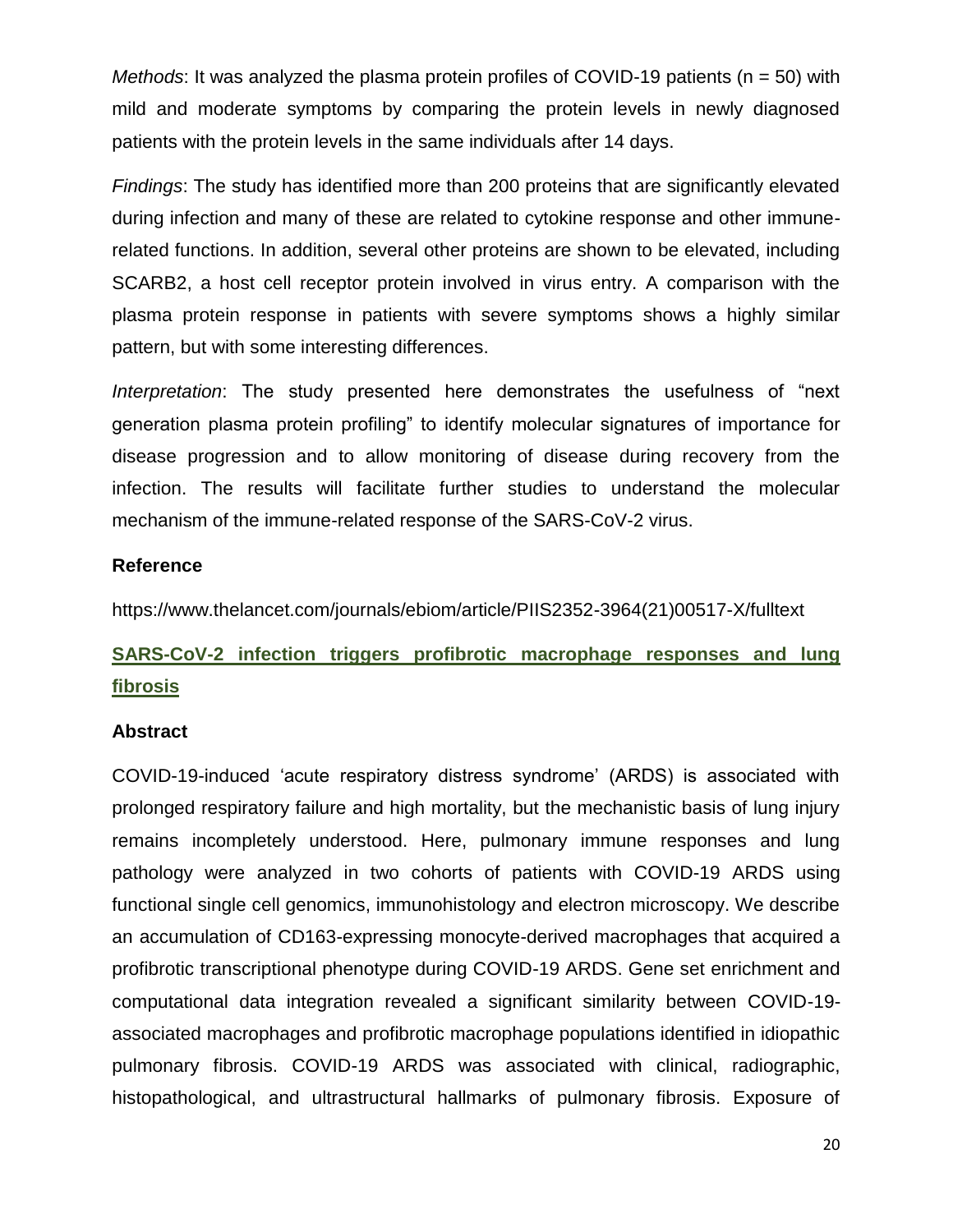*Methods*: It was analyzed the plasma protein profiles of COVID-19 patients (n = 50) with mild and moderate symptoms by comparing the protein levels in newly diagnosed patients with the protein levels in the same individuals after 14 days.

*Findings*: The study has identified more than 200 proteins that are significantly elevated during infection and many of these are related to cytokine response and other immune-related functions. In addition, several other proteins are shown to be elevated, including SCARB2, a host cell receptor protein involved in virus entry. A comparison with the plasma protein response in patients with severe symptoms shows a highly similar pattern, but with some interesting differences.

*Interpretation*: The study presented here demonstrates the usefulness of "next generation plasma protein profiling" to identify molecular signatures of importance for disease progression and to allow monitoring of disease during recovery from the infection. The results will facilitate further studies to understand the molecular mechanism of the immune-related response of the SARS-CoV-2 virus.

### Reference

https://www.thelancet.com/journals/ebiom/article/PIIS2352-3964(21)00517-X/fulltext

## SARS-CoV-2 infection triggers profibrotic macrophage responses and lung fibrosis

### Abstract

COVID-19-induced 'acute respiratory distress syndrome' (ARDS) is associated with prolonged respiratory failure and high mortality, but the mechanistic basis of lung injury remains incompletely understood. Here, pulmonary immune responses and lung pathology were analyzed in two cohorts of patients with COVID-19 ARDS using functional single cell genomics, immunohistology and electron microscopy. We describe an accumulation of CD163-expressing monocyte-derived macrophages that acquired a profibrotic transcriptional phenotype during COVID-19 ARDS. Gene set enrichment and computational data integration revealed a significant similarity between COVID-19-associated macrophages and profibrotic macrophage populations identified in idiopathic pulmonary fibrosis. COVID-19 ARDS was associated with clinical, radiographic, histopathological, and ultrastructural hallmarks of pulmonary fibrosis. Exposure of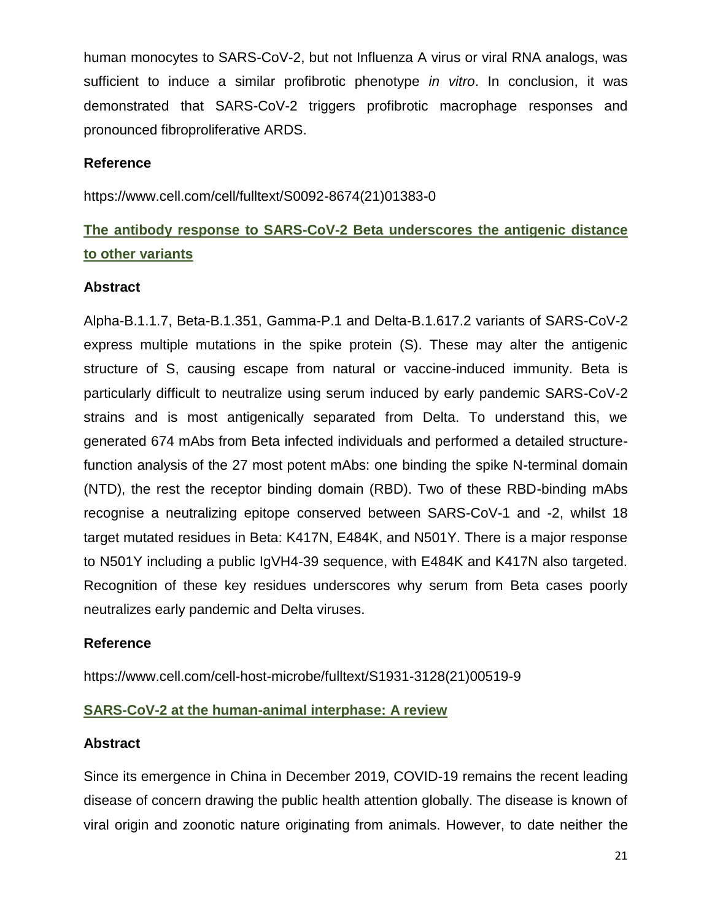human monocytes to SARS-CoV-2, but not Influenza A virus or viral RNA analogs, was sufficient to induce a similar profibrotic phenotype *in vitro*. In conclusion, it was demonstrated that SARS-CoV-2 triggers profibrotic macrophage responses and pronounced fibroproliferative ARDS.

### Reference

https://www.cell.com/cell/fulltext/S0092-8674(21)01383-0

## The antibody response to SARS-CoV-2 Beta underscores the antigenic distance to other variants

### Abstract

Alpha-B.1.1.7, Beta-B.1.351, Gamma-P.1 and Delta-B.1.617.2 variants of SARS-CoV-2 express multiple mutations in the spike protein (S). These may alter the antigenic structure of S, causing escape from natural or vaccine-induced immunity. Beta is particularly difficult to neutralize using serum induced by early pandemic SARS-CoV-2 strains and is most antigenically separated from Delta. To understand this, we generated 674 mAbs from Beta infected individuals and performed a detailed structure-function analysis of the 27 most potent mAbs: one binding the spike N-terminal domain (NTD), the rest the receptor binding domain (RBD). Two of these RBD-binding mAbs recognise a neutralizing epitope conserved between SARS-CoV-1 and -2, whilst 18 target mutated residues in Beta: K417N, E484K, and N501Y. There is a major response to N501Y including a public IgVH4-39 sequence, with E484K and K417N also targeted. Recognition of these key residues underscores why serum from Beta cases poorly neutralizes early pandemic and Delta viruses.

### Reference

https://www.cell.com/cell-host-microbe/fulltext/S1931-3128(21)00519-9

## SARS-CoV-2 at the human-animal interphase: A review

### Abstract

Since its emergence in China in December 2019, COVID-19 remains the recent leading disease of concern drawing the public health attention globally. The disease is known of viral origin and zoonotic nature originating from animals. However, to date neither the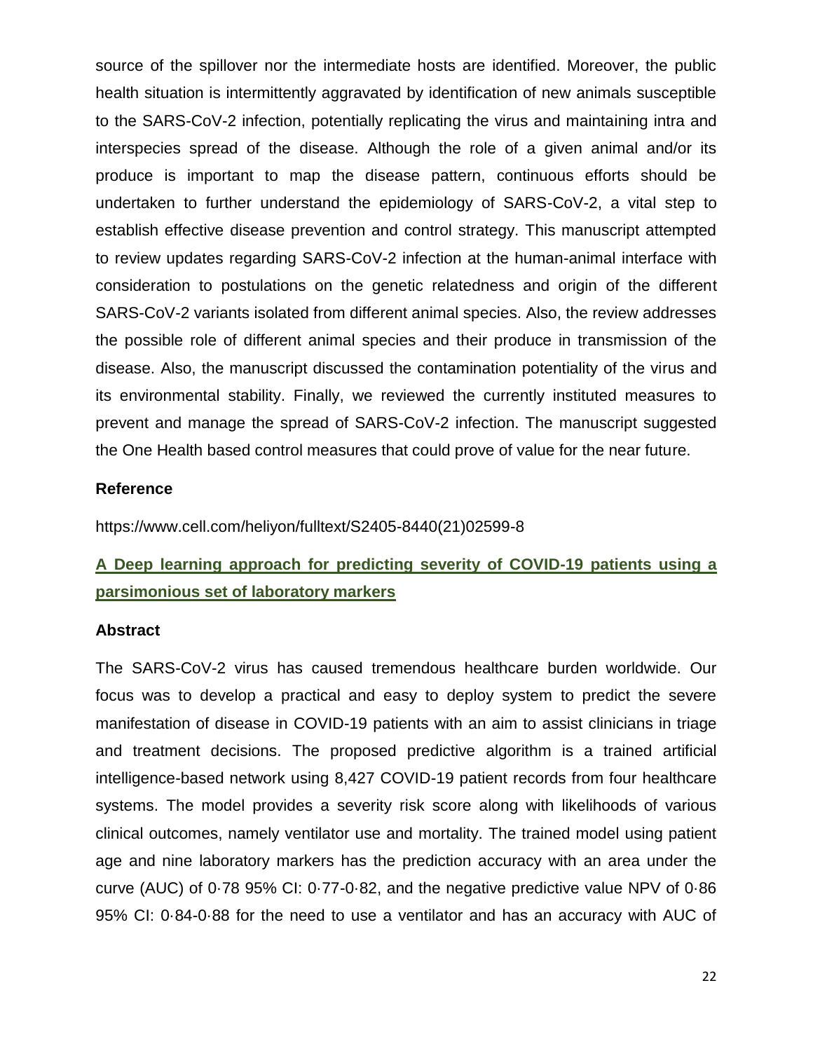source of the spillover nor the intermediate hosts are identified. Moreover, the public health situation is intermittently aggravated by identification of new animals susceptible to the SARS-CoV-2 infection, potentially replicating the virus and maintaining intra and interspecies spread of the disease. Although the role of a given animal and/or its produce is important to map the disease pattern, continuous efforts should be undertaken to further understand the epidemiology of SARS-CoV-2, a vital step to establish effective disease prevention and control strategy. This manuscript attempted to review updates regarding SARS-CoV-2 infection at the human-animal interface with consideration to postulations on the genetic relatedness and origin of the different SARS-CoV-2 variants isolated from different animal species. Also, the review addresses the possible role of different animal species and their produce in transmission of the disease. Also, the manuscript discussed the contamination potentiality of the virus and its environmental stability. Finally, we reviewed the currently instituted measures to prevent and manage the spread of SARS-CoV-2 infection. The manuscript suggested the One Health based control measures that could prove of value for the near future.

**Reference**

https://www.cell.com/heliyon/fulltext/S2405-8440(21)02599-8

## A Deep learning approach for predicting severity of COVID-19 patients using a parsimonious set of laboratory markers

**Abstract**

The SARS-CoV-2 virus has caused tremendous healthcare burden worldwide. Our focus was to develop a practical and easy to deploy system to predict the severe manifestation of disease in COVID-19 patients with an aim to assist clinicians in triage and treatment decisions. The proposed predictive algorithm is a trained artificial intelligence-based network using 8,427 COVID-19 patient records from four healthcare systems. The model provides a severity risk score along with likelihoods of various clinical outcomes, namely ventilator use and mortality. The trained model using patient age and nine laboratory markers has the prediction accuracy with an area under the curve (AUC) of 0·78 95% CI: 0·77-0·82, and the negative predictive value NPV of 0·86 95% CI: 0·84-0·88 for the need to use a ventilator and has an accuracy with AUC of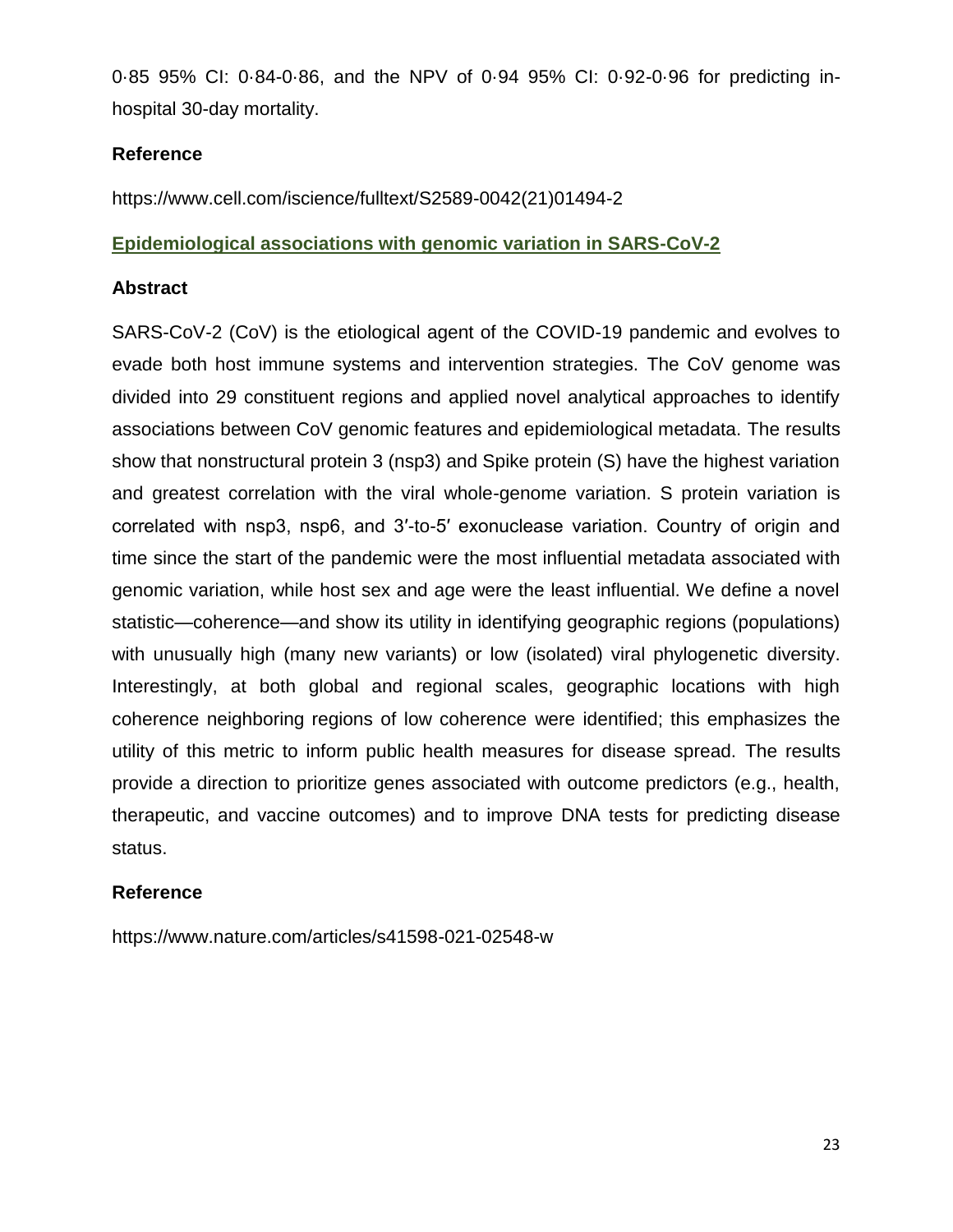0·85 95% CI: 0·84-0·86, and the NPV of 0·94 95% CI: 0·92-0·96 for predicting in-hospital 30-day mortality.

### Reference

https://www.cell.com/iscience/fulltext/S2589-0042(21)01494-2

## Epidemiological associations with genomic variation in SARS-CoV-2

### Abstract

SARS-CoV-2 (CoV) is the etiological agent of the COVID-19 pandemic and evolves to evade both host immune systems and intervention strategies. The CoV genome was divided into 29 constituent regions and applied novel analytical approaches to identify associations between CoV genomic features and epidemiological metadata. The results show that nonstructural protein 3 (nsp3) and Spike protein (S) have the highest variation and greatest correlation with the viral whole-genome variation. S protein variation is correlated with nsp3, nsp6, and 3′-to-5′ exonuclease variation. Country of origin and time since the start of the pandemic were the most influential metadata associated with genomic variation, while host sex and age were the least influential. We define a novel statistic—coherence—and show its utility in identifying geographic regions (populations) with unusually high (many new variants) or low (isolated) viral phylogenetic diversity. Interestingly, at both global and regional scales, geographic locations with high coherence neighboring regions of low coherence were identified; this emphasizes the utility of this metric to inform public health measures for disease spread. The results provide a direction to prioritize genes associated with outcome predictors (e.g., health, therapeutic, and vaccine outcomes) and to improve DNA tests for predicting disease status.

### Reference

https://www.nature.com/articles/s41598-021-02548-w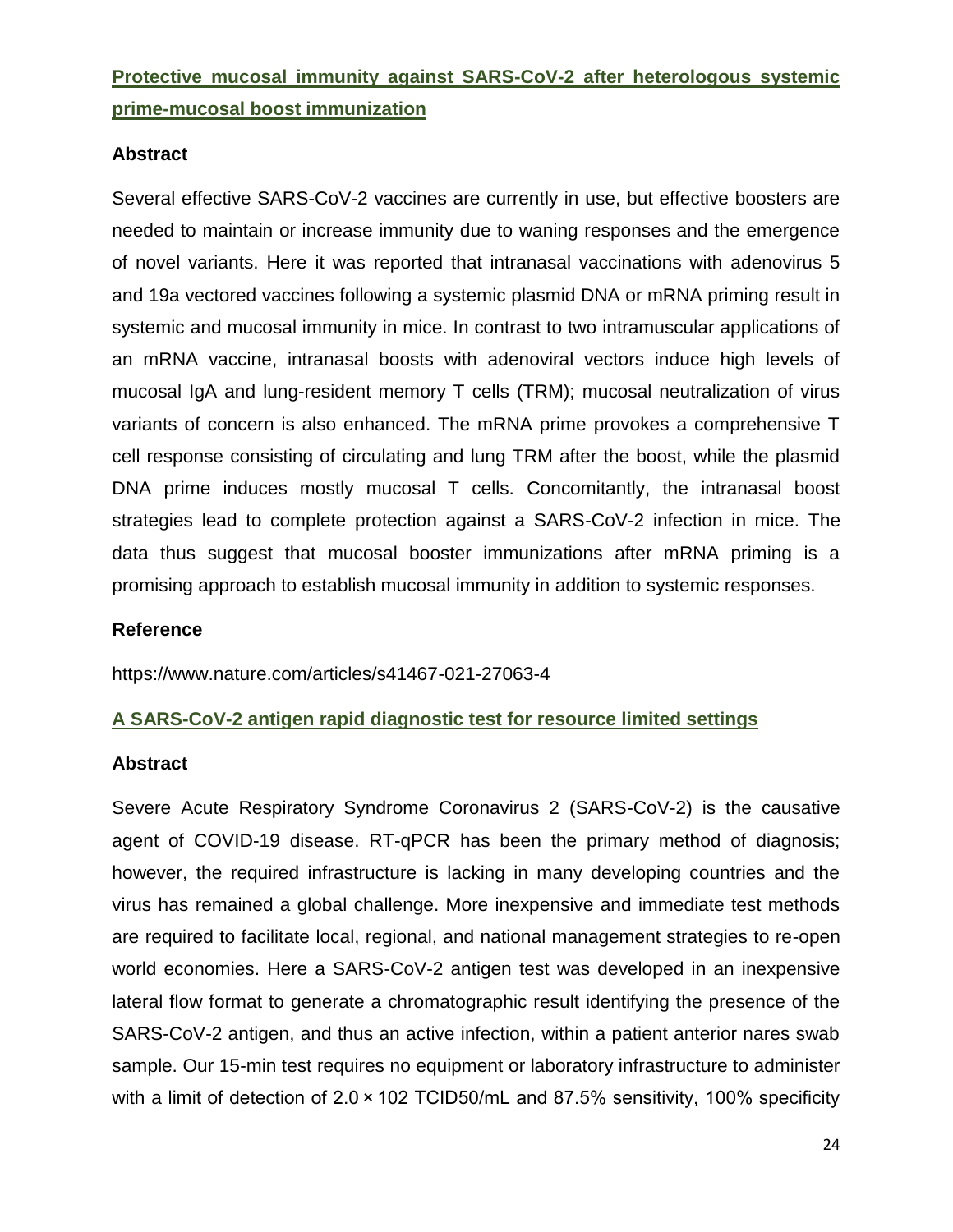## Protective mucosal immunity against SARS-CoV-2 after heterologous systemic prime-mucosal boost immunization

### Abstract

Several effective SARS-CoV-2 vaccines are currently in use, but effective boosters are needed to maintain or increase immunity due to waning responses and the emergence of novel variants. Here it was reported that intranasal vaccinations with adenovirus 5 and 19a vectored vaccines following a systemic plasmid DNA or mRNA priming result in systemic and mucosal immunity in mice. In contrast to two intramuscular applications of an mRNA vaccine, intranasal boosts with adenoviral vectors induce high levels of mucosal IgA and lung-resident memory T cells (TRM); mucosal neutralization of virus variants of concern is also enhanced. The mRNA prime provokes a comprehensive T cell response consisting of circulating and lung TRM after the boost, while the plasmid DNA prime induces mostly mucosal T cells. Concomitantly, the intranasal boost strategies lead to complete protection against a SARS-CoV-2 infection in mice. The data thus suggest that mucosal booster immunizations after mRNA priming is a promising approach to establish mucosal immunity in addition to systemic responses.

### Reference

https://www.nature.com/articles/s41467-021-27063-4

## A SARS-CoV-2 antigen rapid diagnostic test for resource limited settings

### Abstract

Severe Acute Respiratory Syndrome Coronavirus 2 (SARS-CoV-2) is the causative agent of COVID-19 disease. RT-qPCR has been the primary method of diagnosis; however, the required infrastructure is lacking in many developing countries and the virus has remained a global challenge. More inexpensive and immediate test methods are required to facilitate local, regional, and national management strategies to re-open world economies. Here a SARS-CoV-2 antigen test was developed in an inexpensive lateral flow format to generate a chromatographic result identifying the presence of the SARS-CoV-2 antigen, and thus an active infection, within a patient anterior nares swab sample. Our 15-min test requires no equipment or laboratory infrastructure to administer with a limit of detection of $2.0 \times 10^2$ TCID50/mL and 87.5% sensitivity, 100% specificity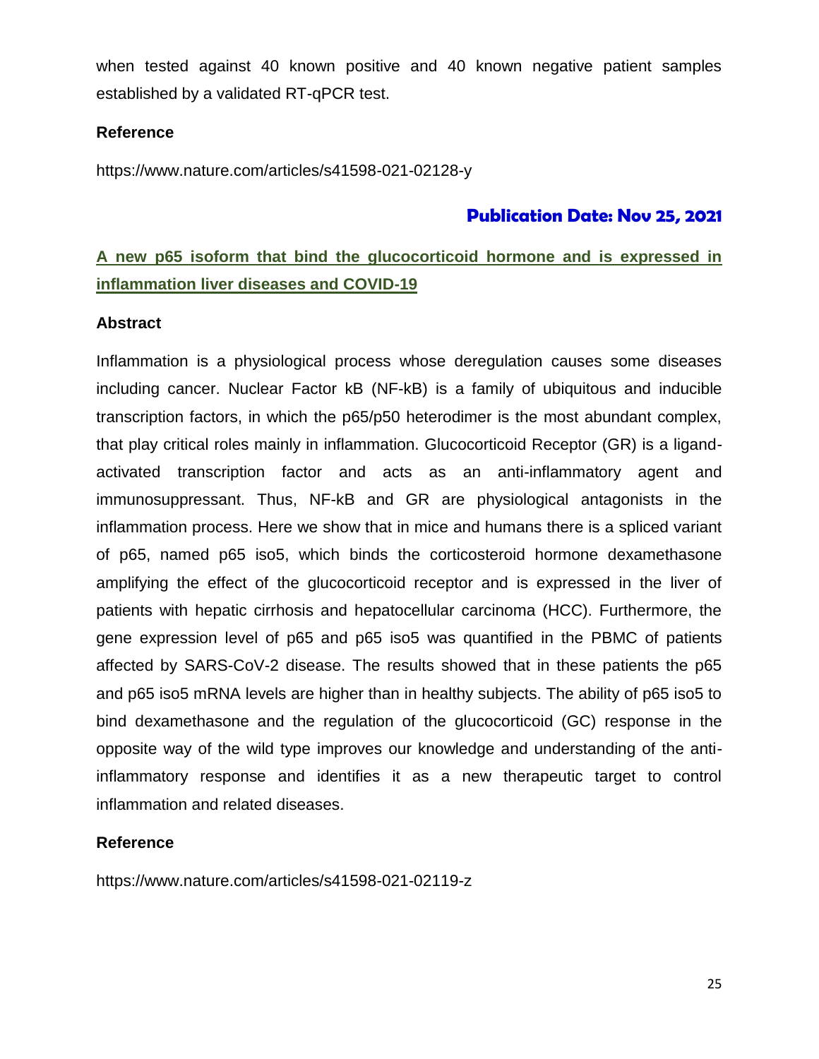when tested against 40 known positive and 40 known negative patient samples established by a validated RT-qPCR test.

**Reference**

https://www.nature.com/articles/s41598-021-02128-y

## Publication Date: Nov 25, 2021

### A new p65 isoform that bind the glucocorticoid hormone and is expressed in inflammation liver diseases and COVID-19

**Abstract**

Inflammation is a physiological process whose deregulation causes some diseases including cancer. Nuclear Factor kB (NF-kB) is a family of ubiquitous and inducible transcription factors, in which the p65/p50 heterodimer is the most abundant complex, that play critical roles mainly in inflammation. Glucocorticoid Receptor (GR) is a ligand-activated transcription factor and acts as an anti-inflammatory agent and immunosuppressant. Thus, NF-kB and GR are physiological antagonists in the inflammation process. Here we show that in mice and humans there is a spliced variant of p65, named p65 iso5, which binds the corticosteroid hormone dexamethasone amplifying the effect of the glucocorticoid receptor and is expressed in the liver of patients with hepatic cirrhosis and hepatocellular carcinoma (HCC). Furthermore, the gene expression level of p65 and p65 iso5 was quantified in the PBMC of patients affected by SARS-CoV-2 disease. The results showed that in these patients the p65 and p65 iso5 mRNA levels are higher than in healthy subjects. The ability of p65 iso5 to bind dexamethasone and the regulation of the glucocorticoid (GC) response in the opposite way of the wild type improves our knowledge and understanding of the anti-inflammatory response and identifies it as a new therapeutic target to control inflammation and related diseases.

**Reference**

https://www.nature.com/articles/s41598-021-02119-z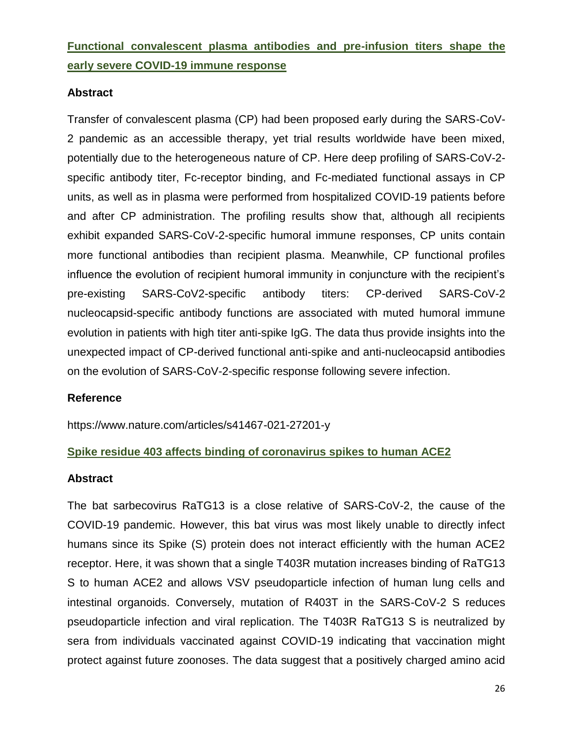## Functional convalescent plasma antibodies and pre-infusion titers shape the early severe COVID-19 immune response

### Abstract

Transfer of convalescent plasma (CP) had been proposed early during the SARS-CoV-2 pandemic as an accessible therapy, yet trial results worldwide have been mixed, potentially due to the heterogeneous nature of CP. Here deep profiling of SARS-CoV-2-specific antibody titer, Fc-receptor binding, and Fc-mediated functional assays in CP units, as well as in plasma were performed from hospitalized COVID-19 patients before and after CP administration. The profiling results show that, although all recipients exhibit expanded SARS-CoV-2-specific humoral immune responses, CP units contain more functional antibodies than recipient plasma. Meanwhile, CP functional profiles influence the evolution of recipient humoral immunity in conjuncture with the recipient's pre-existing SARS-CoV2-specific antibody titers: CP-derived SARS-CoV-2 nucleocapsid-specific antibody functions are associated with muted humoral immune evolution in patients with high titer anti-spike IgG. The data thus provide insights into the unexpected impact of CP-derived functional anti-spike and anti-nucleocapsid antibodies on the evolution of SARS-CoV-2-specific response following severe infection.

### Reference

https://www.nature.com/articles/s41467-021-27201-y

## Spike residue 403 affects binding of coronavirus spikes to human ACE2

### Abstract

The bat sarbecovirus RaTG13 is a close relative of SARS-CoV-2, the cause of the COVID-19 pandemic. However, this bat virus was most likely unable to directly infect humans since its Spike (S) protein does not interact efficiently with the human ACE2 receptor. Here, it was shown that a single T403R mutation increases binding of RaTG13 S to human ACE2 and allows VSV pseudoparticle infection of human lung cells and intestinal organoids. Conversely, mutation of R403T in the SARS-CoV-2 S reduces pseudoparticle infection and viral replication. The T403R RaTG13 S is neutralized by sera from individuals vaccinated against COVID-19 indicating that vaccination might protect against future zoonoses. The data suggest that a positively charged amino acid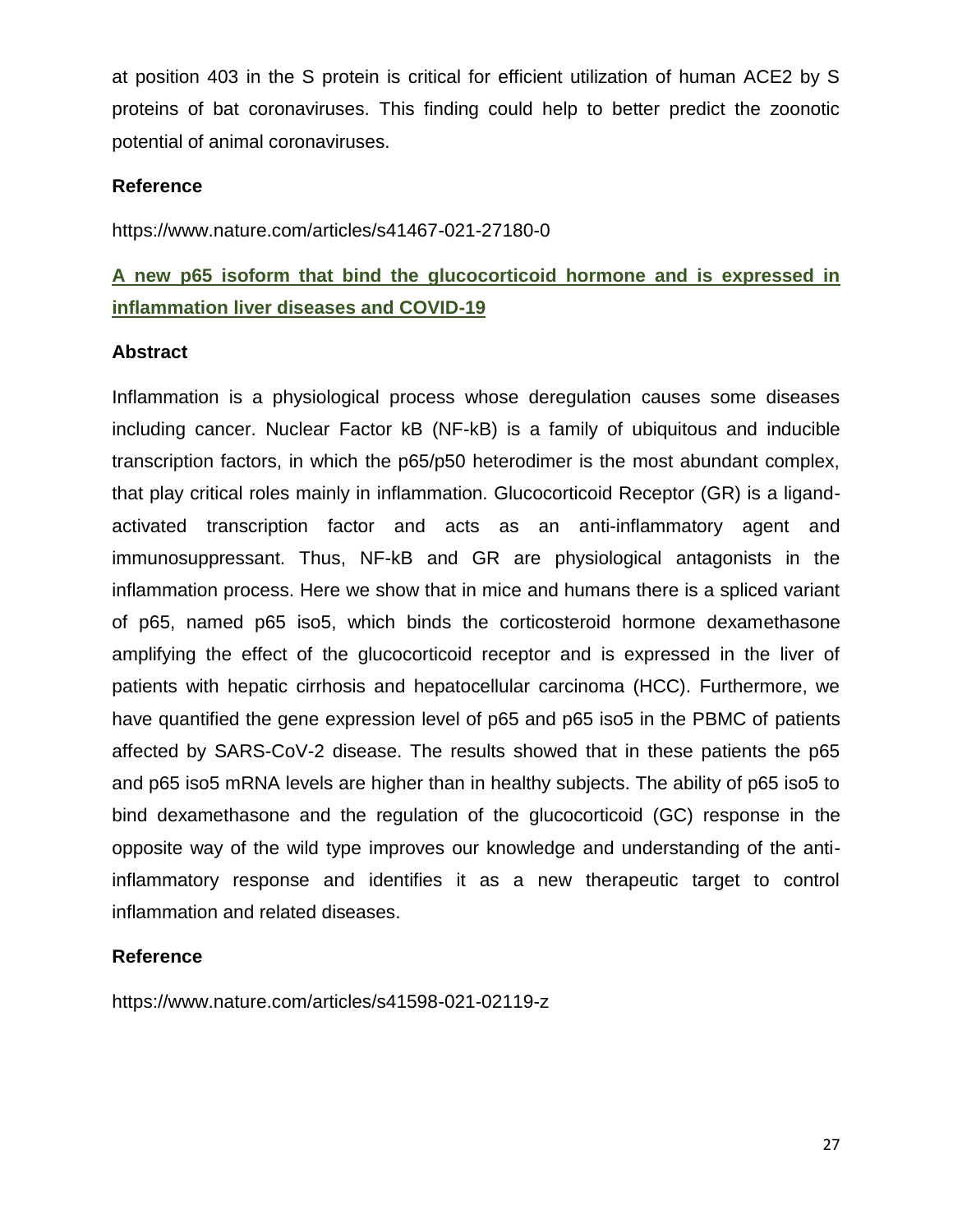at position 403 in the S protein is critical for efficient utilization of human ACE2 by S proteins of bat coronaviruses. This finding could help to better predict the zoonotic potential of animal coronaviruses.

**Reference**

https://www.nature.com/articles/s41467-021-27180-0

## A new p65 isoform that bind the glucocorticoid hormone and is expressed in inflammation liver diseases and COVID-19

**Abstract**

Inflammation is a physiological process whose deregulation causes some diseases including cancer. Nuclear Factor kB (NF-kB) is a family of ubiquitous and inducible transcription factors, in which the p65/p50 heterodimer is the most abundant complex, that play critical roles mainly in inflammation. Glucocorticoid Receptor (GR) is a ligand-activated transcription factor and acts as an anti-inflammatory agent and immunosuppressant. Thus, NF-kB and GR are physiological antagonists in the inflammation process. Here we show that in mice and humans there is a spliced variant of p65, named p65 iso5, which binds the corticosteroid hormone dexamethasone amplifying the effect of the glucocorticoid receptor and is expressed in the liver of patients with hepatic cirrhosis and hepatocellular carcinoma (HCC). Furthermore, we have quantified the gene expression level of p65 and p65 iso5 in the PBMC of patients affected by SARS-CoV-2 disease. The results showed that in these patients the p65 and p65 iso5 mRNA levels are higher than in healthy subjects. The ability of p65 iso5 to bind dexamethasone and the regulation of the glucocorticoid (GC) response in the opposite way of the wild type improves our knowledge and understanding of the anti-inflammatory response and identifies it as a new therapeutic target to control inflammation and related diseases.

**Reference**

https://www.nature.com/articles/s41598-021-02119-z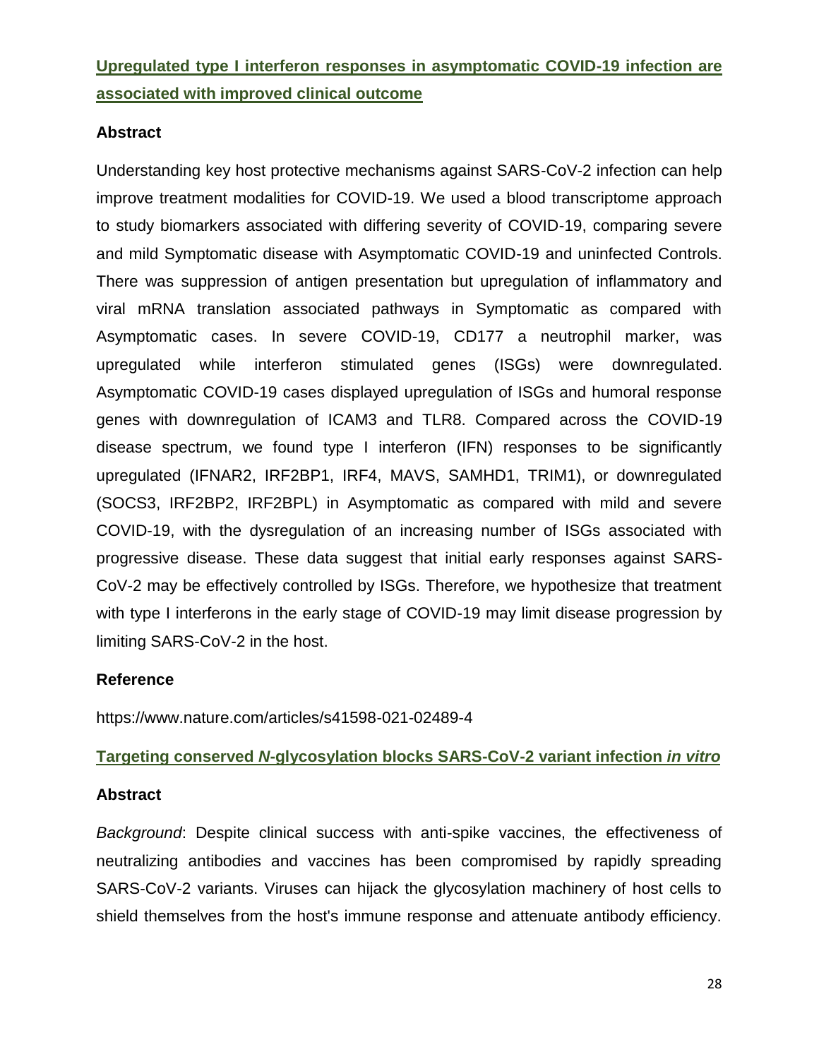## [Upregulated type I interferon responses in asymptomatic COVID-19 infection are associated with improved clinical outcome](https://www.nature.com/articles/s41598-021-02489-4)

### Abstract

Understanding key host protective mechanisms against SARS-CoV-2 infection can help improve treatment modalities for COVID-19. We used a blood transcriptome approach to study biomarkers associated with differing severity of COVID-19, comparing severe and mild Symptomatic disease with Asymptomatic COVID-19 and uninfected Controls. There was suppression of antigen presentation but upregulation of inflammatory and viral mRNA translation associated pathways in Symptomatic as compared with Asymptomatic cases. In severe COVID-19, CD177 a neutrophil marker, was upregulated while interferon stimulated genes (ISGs) were downregulated. Asymptomatic COVID-19 cases displayed upregulation of ISGs and humoral response genes with downregulation of ICAM3 and TLR8. Compared across the COVID-19 disease spectrum, we found type I interferon (IFN) responses to be significantly upregulated (IFNAR2, IRF2BP1, IRF4, MAVS, SAMHD1, TRIM1), or downregulated (SOCS3, IRF2BP2, IRF2BPL) in Asymptomatic as compared with mild and severe COVID-19, with the dysregulation of an increasing number of ISGs associated with progressive disease. These data suggest that initial early responses against SARS-CoV-2 may be effectively controlled by ISGs. Therefore, we hypothesize that treatment with type I interferons in the early stage of COVID-19 may limit disease progression by limiting SARS-CoV-2 in the host.

### Reference

https://www.nature.com/articles/s41598-021-02489-4

## Targeting conserved *N*-glycosylation blocks SARS-CoV-2 variant infection *in vitro*

### Abstract

*Background*: Despite clinical success with anti-spike vaccines, the effectiveness of neutralizing antibodies and vaccines has been compromised by rapidly spreading SARS-CoV-2 variants. Viruses can hijack the glycosylation machinery of host cells to shield themselves from the host's immune response and attenuate antibody efficiency.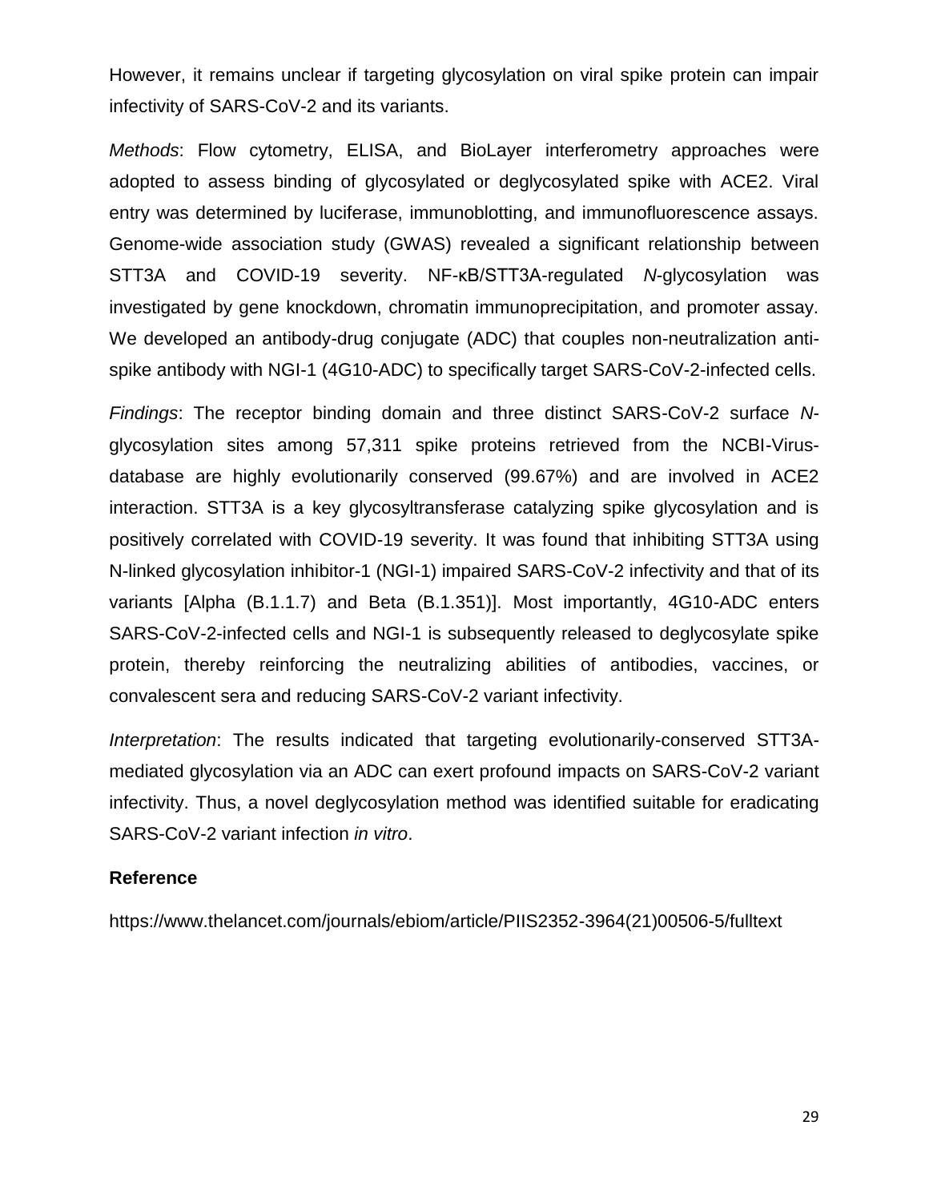However, it remains unclear if targeting glycosylation on viral spike protein can impair infectivity of SARS-CoV-2 and its variants.

*Methods*: Flow cytometry, ELISA, and BioLayer interferometry approaches were adopted to assess binding of glycosylated or deglycosylated spike with ACE2. Viral entry was determined by luciferase, immunoblotting, and immunofluorescence assays. Genome-wide association study (GWAS) revealed a significant relationship between STT3A and COVID-19 severity. NF-κB/STT3A-regulated *N*-glycosylation was investigated by gene knockdown, chromatin immunoprecipitation, and promoter assay. We developed an antibody-drug conjugate (ADC) that couples non-neutralization anti-spike antibody with NGI-1 (4G10-ADC) to specifically target SARS-CoV-2-infected cells.

*Findings*: The receptor binding domain and three distinct SARS-CoV-2 surface *N*-glycosylation sites among 57,311 spike proteins retrieved from the NCBI-Virus-database are highly evolutionarily conserved (99.67%) and are involved in ACE2 interaction. STT3A is a key glycosyltransferase catalyzing spike glycosylation and is positively correlated with COVID-19 severity. It was found that inhibiting STT3A using N-linked glycosylation inhibitor-1 (NGI-1) impaired SARS-CoV-2 infectivity and that of its variants [Alpha (B.1.1.7) and Beta (B.1.351)]. Most importantly, 4G10-ADC enters SARS-CoV-2-infected cells and NGI-1 is subsequently released to deglycosylate spike protein, thereby reinforcing the neutralizing abilities of antibodies, vaccines, or convalescent sera and reducing SARS-CoV-2 variant infectivity.

*Interpretation*: The results indicated that targeting evolutionarily-conserved STT3A-mediated glycosylation via an ADC can exert profound impacts on SARS-CoV-2 variant infectivity. Thus, a novel deglycosylation method was identified suitable for eradicating SARS-CoV-2 variant infection *in vitro*.

**Reference**

https://www.thelancet.com/journals/ebiom/article/PIIS2352-3964(21)00506-5/fulltext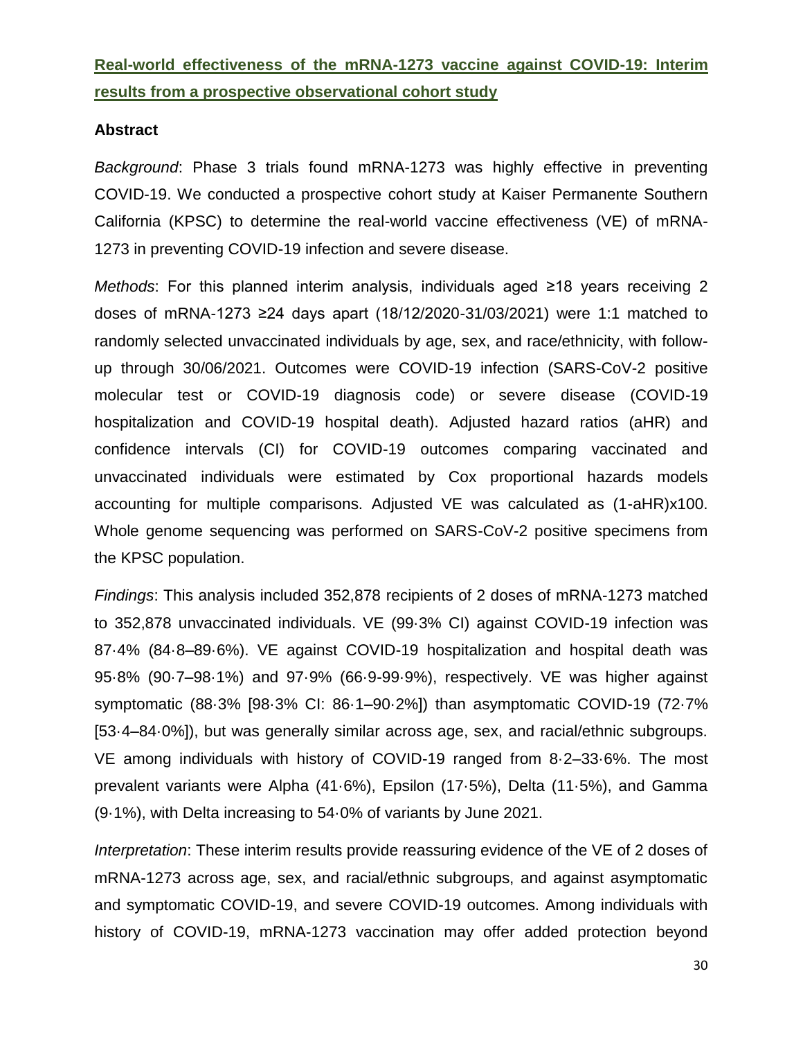**Real-world effectiveness of the mRNA-1273 vaccine against COVID-19: Interim results from a prospective observational cohort study**

### Abstract

*Background*: Phase 3 trials found mRNA-1273 was highly effective in preventing COVID-19. We conducted a prospective cohort study at Kaiser Permanente Southern California (KPSC) to determine the real-world vaccine effectiveness (VE) of mRNA-1273 in preventing COVID-19 infection and severe disease.

*Methods*: For this planned interim analysis, individuals aged ≥18 years receiving 2 doses of mRNA-1273 ≥24 days apart (18/12/2020-31/03/2021) were 1:1 matched to randomly selected unvaccinated individuals by age, sex, and race/ethnicity, with follow-up through 30/06/2021. Outcomes were COVID-19 infection (SARS-CoV-2 positive molecular test or COVID-19 diagnosis code) or severe disease (COVID-19 hospitalization and COVID-19 hospital death). Adjusted hazard ratios (aHR) and confidence intervals (CI) for COVID-19 outcomes comparing vaccinated and unvaccinated individuals were estimated by Cox proportional hazards models accounting for multiple comparisons. Adjusted VE was calculated as (1-aHR)x100. Whole genome sequencing was performed on SARS-CoV-2 positive specimens from the KPSC population.

*Findings*: This analysis included 352,878 recipients of 2 doses of mRNA-1273 matched to 352,878 unvaccinated individuals. VE (99·3% CI) against COVID-19 infection was 87·4% (84·8–89·6%). VE against COVID-19 hospitalization and hospital death was 95·8% (90·7–98·1%) and 97·9% (66·9-99·9%), respectively. VE was higher against symptomatic (88·3% [98·3% CI: 86·1–90·2%]) than asymptomatic COVID-19 (72·7% [53·4–84·0%]), but was generally similar across age, sex, and racial/ethnic subgroups. VE among individuals with history of COVID-19 ranged from 8·2–33·6%. The most prevalent variants were Alpha (41·6%), Epsilon (17·5%), Delta (11·5%), and Gamma (9·1%), with Delta increasing to 54·0% of variants by June 2021.

*Interpretation*: These interim results provide reassuring evidence of the VE of 2 doses of mRNA-1273 across age, sex, and racial/ethnic subgroups, and against asymptomatic and symptomatic COVID-19, and severe COVID-19 outcomes. Among individuals with history of COVID-19, mRNA-1273 vaccination may offer added protection beyond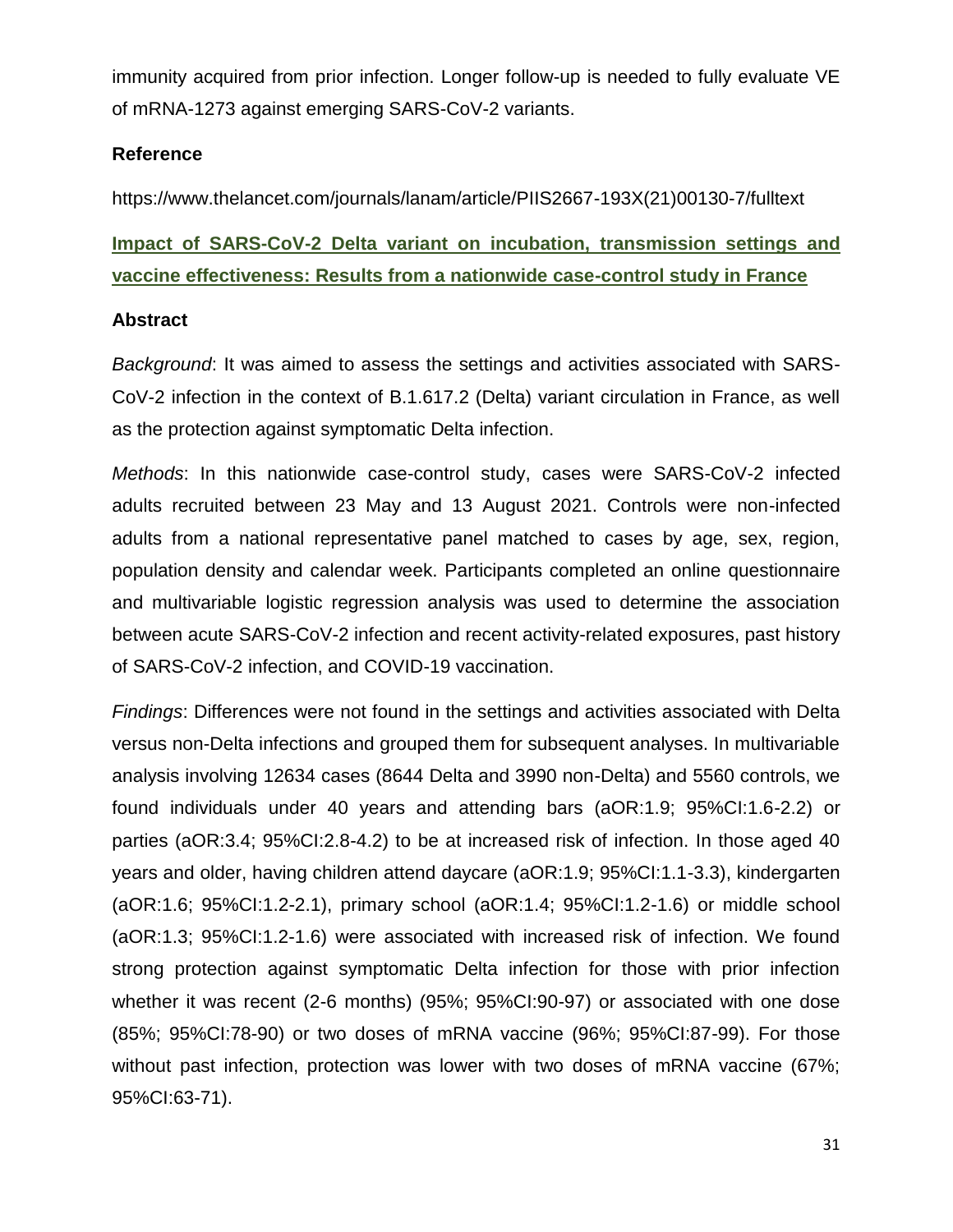immunity acquired from prior infection. Longer follow-up is needed to fully evaluate VE of mRNA-1273 against emerging SARS-CoV-2 variants.

**Reference**

https://www.thelancet.com/journals/lanam/article/PIIS2667-193X(21)00130-7/fulltext

## Impact of SARS-CoV-2 Delta variant on incubation, transmission settings and vaccine effectiveness: Results from a nationwide case-control study in France

**Abstract**

*Background*: It was aimed to assess the settings and activities associated with SARS-CoV-2 infection in the context of B.1.617.2 (Delta) variant circulation in France, as well as the protection against symptomatic Delta infection.

*Methods*: In this nationwide case-control study, cases were SARS-CoV-2 infected adults recruited between 23 May and 13 August 2021. Controls were non-infected adults from a national representative panel matched to cases by age, sex, region, population density and calendar week. Participants completed an online questionnaire and multivariable logistic regression analysis was used to determine the association between acute SARS-CoV-2 infection and recent activity-related exposures, past history of SARS-CoV-2 infection, and COVID-19 vaccination.

*Findings*: Differences were not found in the settings and activities associated with Delta versus non-Delta infections and grouped them for subsequent analyses. In multivariable analysis involving 12634 cases (8644 Delta and 3990 non-Delta) and 5560 controls, we found individuals under 40 years and attending bars (aOR:1.9; 95%CI:1.6-2.2) or parties (aOR:3.4; 95%CI:2.8-4.2) to be at increased risk of infection. In those aged 40 years and older, having children attend daycare (aOR:1.9; 95%CI:1.1-3.3), kindergarten (aOR:1.6; 95%CI:1.2-2.1), primary school (aOR:1.4; 95%CI:1.2-1.6) or middle school (aOR:1.3; 95%CI:1.2-1.6) were associated with increased risk of infection. We found strong protection against symptomatic Delta infection for those with prior infection whether it was recent (2-6 months) (95%; 95%CI:90-97) or associated with one dose (85%; 95%CI:78-90) or two doses of mRNA vaccine (96%; 95%CI:87-99). For those without past infection, protection was lower with two doses of mRNA vaccine (67%; 95%CI:63-71).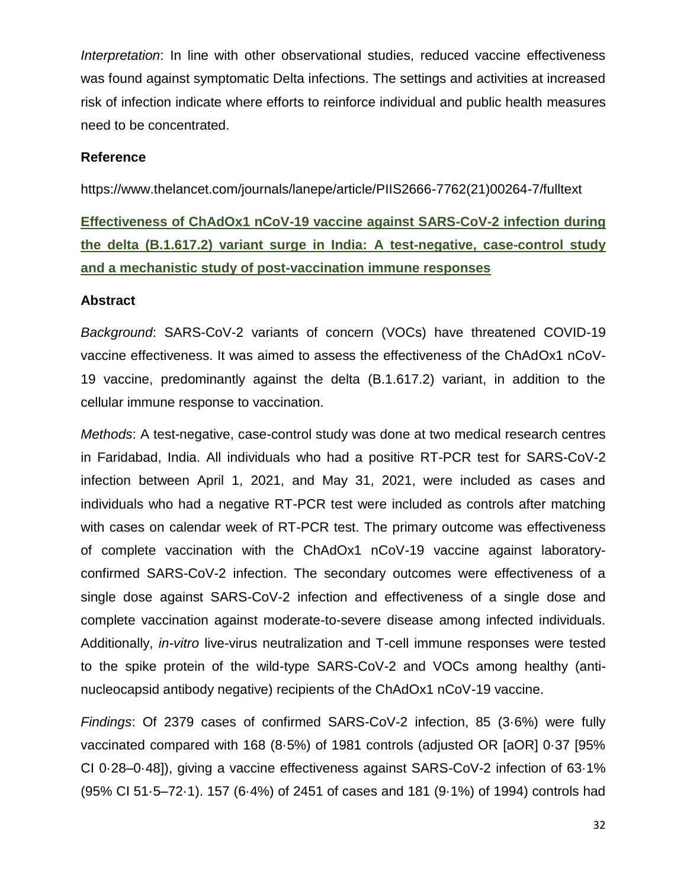*Interpretation*: In line with other observational studies, reduced vaccine effectiveness was found against symptomatic Delta infections. The settings and activities at increased risk of infection indicate where efforts to reinforce individual and public health measures need to be concentrated.

**Reference**

https://www.thelancet.com/journals/lanepe/article/PIIS2666-7762(21)00264-7/fulltext

## Effectiveness of ChAdOx1 nCoV-19 vaccine against SARS-CoV-2 infection during the delta (B.1.617.2) variant surge in India: A test-negative, case-control study and a mechanistic study of post-vaccination immune responses

**Abstract**

*Background*: SARS-CoV-2 variants of concern (VOCs) have threatened COVID-19 vaccine effectiveness. It was aimed to assess the effectiveness of the ChAdOx1 nCoV-19 vaccine, predominantly against the delta (B.1.617.2) variant, in addition to the cellular immune response to vaccination.

*Methods*: A test-negative, case-control study was done at two medical research centres in Faridabad, India. All individuals who had a positive RT-PCR test for SARS-CoV-2 infection between April 1, 2021, and May 31, 2021, were included as cases and individuals who had a negative RT-PCR test were included as controls after matching with cases on calendar week of RT-PCR test. The primary outcome was effectiveness of complete vaccination with the ChAdOx1 nCoV-19 vaccine against laboratory-confirmed SARS-CoV-2 infection. The secondary outcomes were effectiveness of a single dose against SARS-CoV-2 infection and effectiveness of a single dose and complete vaccination against moderate-to-severe disease among infected individuals. Additionally, *in-vitro* live-virus neutralization and T-cell immune responses were tested to the spike protein of the wild-type SARS-CoV-2 and VOCs among healthy (anti-nucleocapsid antibody negative) recipients of the ChAdOx1 nCoV-19 vaccine.

*Findings*: Of 2379 cases of confirmed SARS-CoV-2 infection, 85 (3·6%) were fully vaccinated compared with 168 (8·5%) of 1981 controls (adjusted OR [aOR] 0·37 [95% CI 0·28–0·48]), giving a vaccine effectiveness against SARS-CoV-2 infection of 63·1% (95% CI 51·5–72·1). 157 (6·4%) of 2451 of cases and 181 (9·1%) of 1994) controls had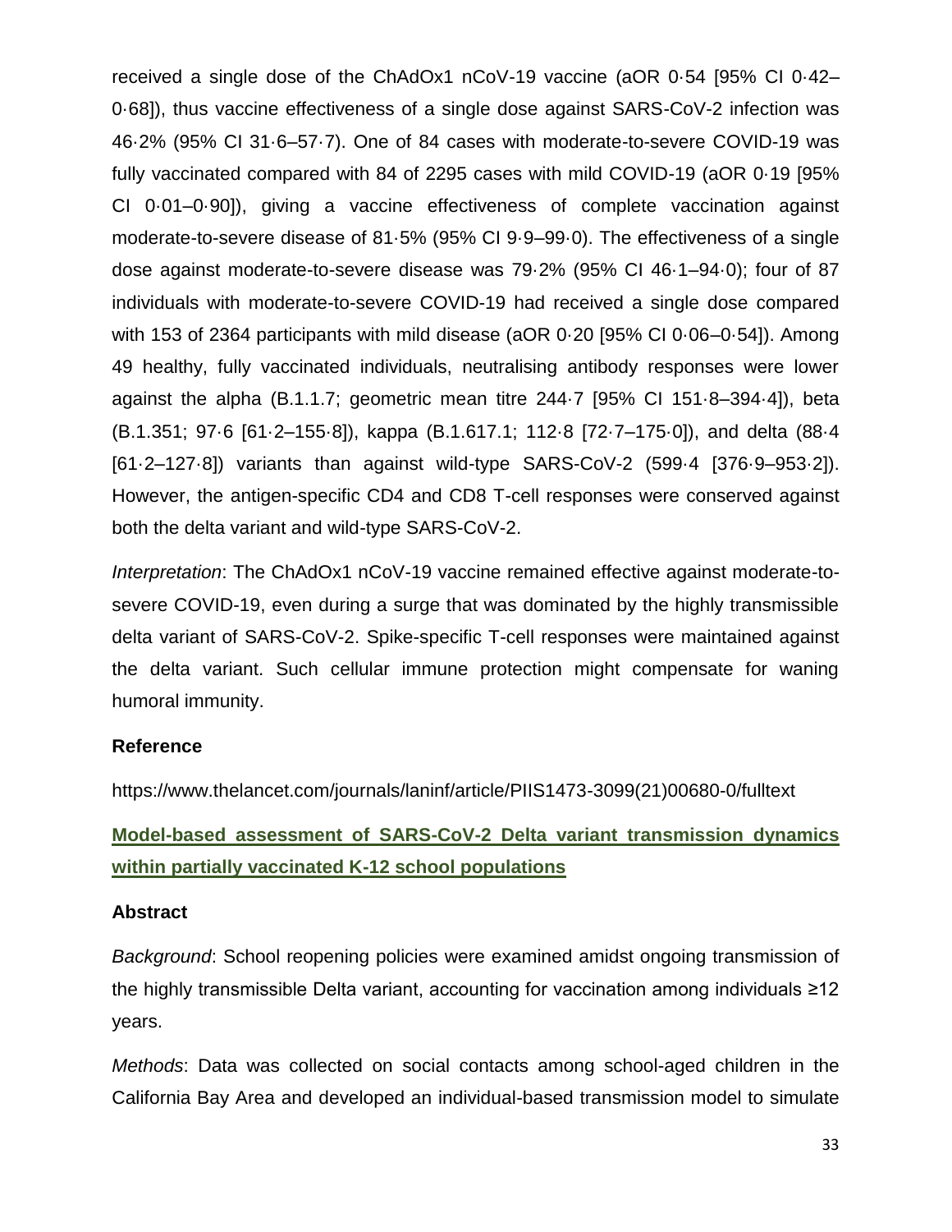received a single dose of the ChAdOx1 nCoV-19 vaccine (aOR 0·54 [95% CI 0·42–0·68]), thus vaccine effectiveness of a single dose against SARS-CoV-2 infection was 46·2% (95% CI 31·6–57·7). One of 84 cases with moderate-to-severe COVID-19 was fully vaccinated compared with 84 of 2295 cases with mild COVID-19 (aOR 0·19 [95% CI 0·01–0·90]), giving a vaccine effectiveness of complete vaccination against moderate-to-severe disease of 81·5% (95% CI 9·9–99·0). The effectiveness of a single dose against moderate-to-severe disease was 79·2% (95% CI 46·1–94·0); four of 87 individuals with moderate-to-severe COVID-19 had received a single dose compared with 153 of 2364 participants with mild disease (aOR 0·20 [95% CI 0·06–0·54]). Among 49 healthy, fully vaccinated individuals, neutralising antibody responses were lower against the alpha (B.1.1.7; geometric mean titre 244·7 [95% CI 151·8–394·4]), beta (B.1.351; 97·6 [61·2–155·8]), kappa (B.1.617.1; 112·8 [72·7–175·0]), and delta (88·4 [61·2–127·8]) variants than against wild-type SARS-CoV-2 (599·4 [376·9–953·2]). However, the antigen-specific CD4 and CD8 T-cell responses were conserved against both the delta variant and wild-type SARS-CoV-2.

*Interpretation*: The ChAdOx1 nCoV-19 vaccine remained effective against moderate-to-severe COVID-19, even during a surge that was dominated by the highly transmissible delta variant of SARS-CoV-2. Spike-specific T-cell responses were maintained against the delta variant. Such cellular immune protection might compensate for waning humoral immunity.

**Reference**

https://www.thelancet.com/journals/laninf/article/PIIS1473-3099(21)00680-0/fulltext

## Model-based assessment of SARS-CoV-2 Delta variant transmission dynamics within partially vaccinated K-12 school populations

**Abstract**

*Background*: School reopening policies were examined amidst ongoing transmission of the highly transmissible Delta variant, accounting for vaccination among individuals ≥12 years.

*Methods*: Data was collected on social contacts among school-aged children in the California Bay Area and developed an individual-based transmission model to simulate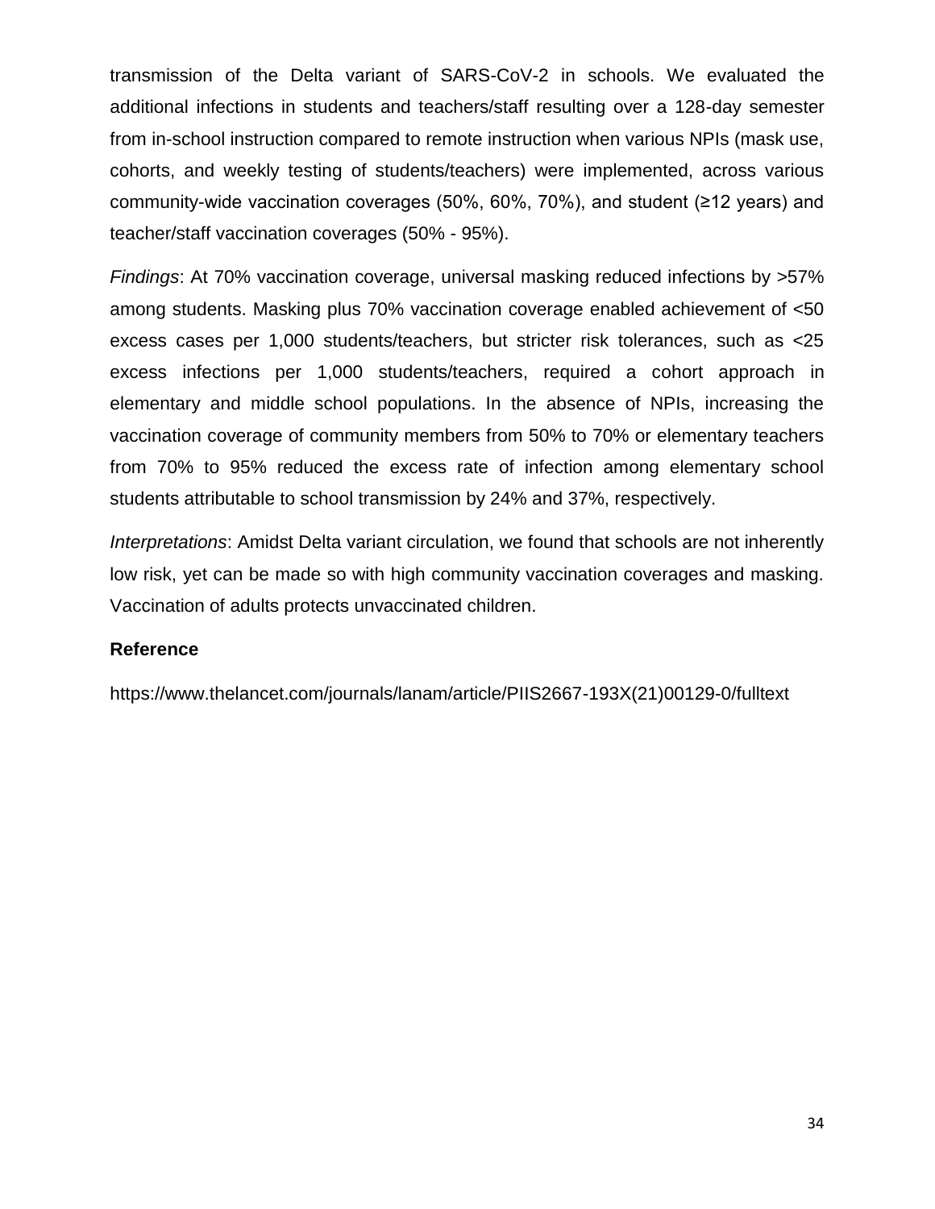transmission of the Delta variant of SARS-CoV-2 in schools. We evaluated the additional infections in students and teachers/staff resulting over a 128-day semester from in-school instruction compared to remote instruction when various NPIs (mask use, cohorts, and weekly testing of students/teachers) were implemented, across various community-wide vaccination coverages (50%, 60%, 70%), and student (≥12 years) and teacher/staff vaccination coverages (50% - 95%).

*Findings*: At 70% vaccination coverage, universal masking reduced infections by >57% among students. Masking plus 70% vaccination coverage enabled achievement of <50 excess cases per 1,000 students/teachers, but stricter risk tolerances, such as <25 excess infections per 1,000 students/teachers, required a cohort approach in elementary and middle school populations. In the absence of NPIs, increasing the vaccination coverage of community members from 50% to 70% or elementary teachers from 70% to 95% reduced the excess rate of infection among elementary school students attributable to school transmission by 24% and 37%, respectively.

*Interpretations*: Amidst Delta variant circulation, we found that schools are not inherently low risk, yet can be made so with high community vaccination coverages and masking. Vaccination of adults protects unvaccinated children.

**Reference**

https://www.thelancet.com/journals/lanam/article/PIIS2667-193X(21)00129-0/fulltext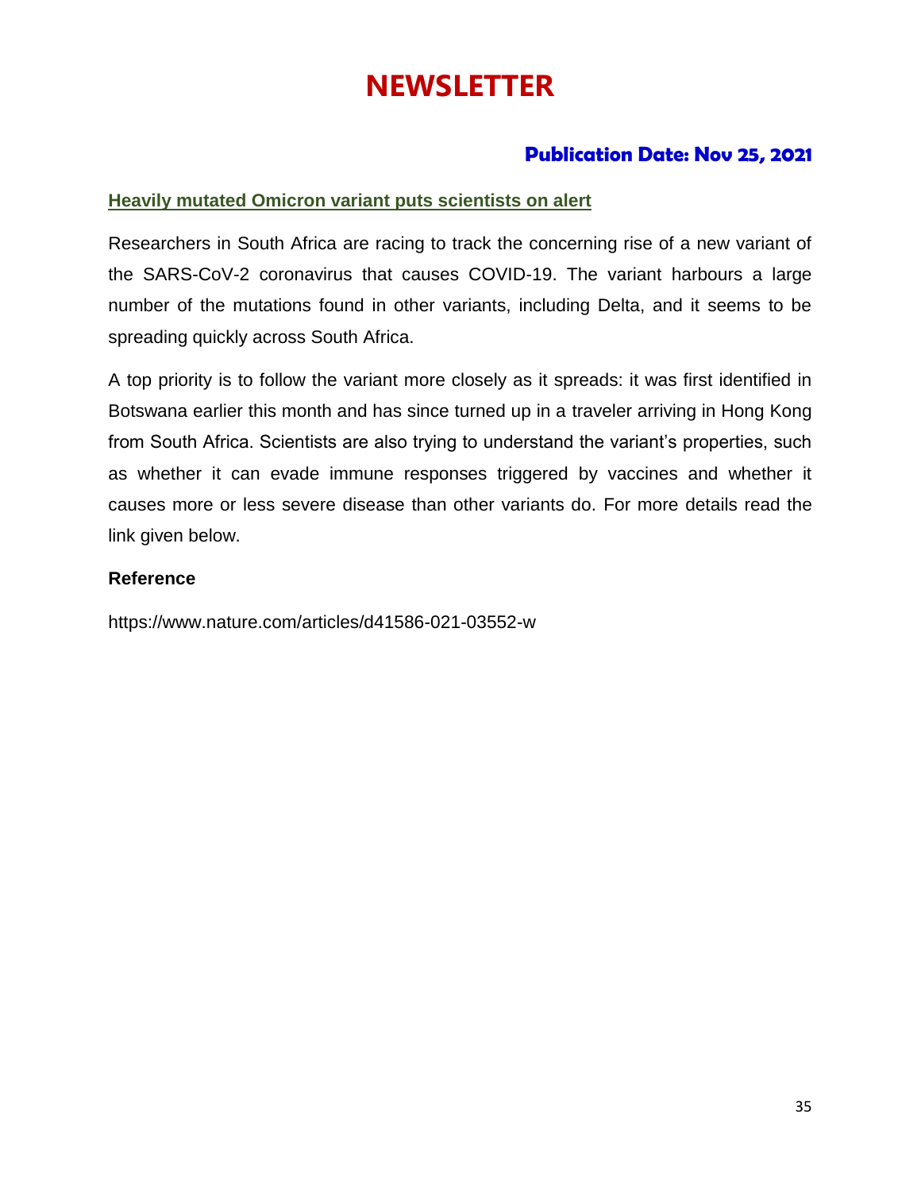# NEWSLETTER

**Publication Date: Nov 25, 2021**

## Heavily mutated Omicron variant puts scientists on alert

Researchers in South Africa are racing to track the concerning rise of a new variant of the SARS-CoV-2 coronavirus that causes COVID-19. The variant harbours a large number of the mutations found in other variants, including Delta, and it seems to be spreading quickly across South Africa.

A top priority is to follow the variant more closely as it spreads: it was first identified in Botswana earlier this month and has since turned up in a traveler arriving in Hong Kong from South Africa. Scientists are also trying to understand the variant's properties, such as whether it can evade immune responses triggered by vaccines and whether it causes more or less severe disease than other variants do. For more details read the link given below.

**Reference**

https://www.nature.com/articles/d41586-021-03552-w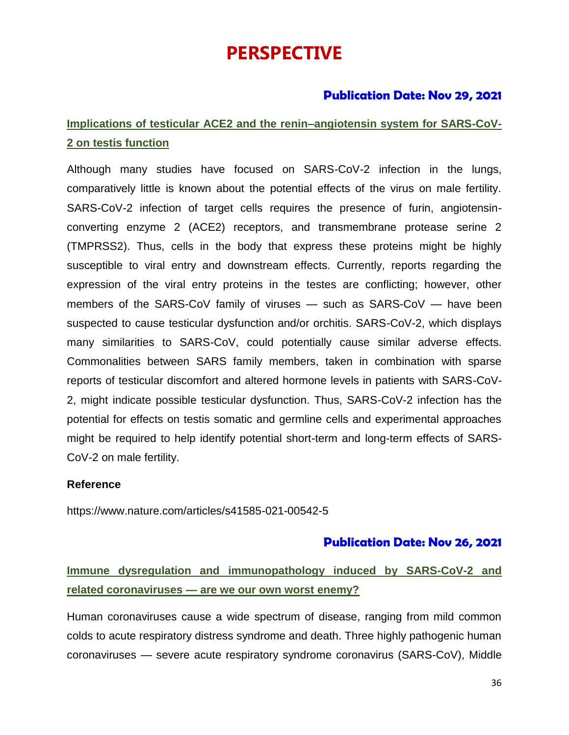# PERSPECTIVE

**Publication Date: Nov 29, 2021**

## Implications of testicular ACE2 and the renin–angiotensin system for SARS-CoV-2 on testis function

Although many studies have focused on SARS-CoV-2 infection in the lungs, comparatively little is known about the potential effects of the virus on male fertility. SARS-CoV-2 infection of target cells requires the presence of furin, angiotensin-converting enzyme 2 (ACE2) receptors, and transmembrane protease serine 2 (TMPRSS2). Thus, cells in the body that express these proteins might be highly susceptible to viral entry and downstream effects. Currently, reports regarding the expression of the viral entry proteins in the testes are conflicting; however, other members of the SARS-CoV family of viruses — such as SARS-CoV — have been suspected to cause testicular dysfunction and/or orchitis. SARS-CoV-2, which displays many similarities to SARS-CoV, could potentially cause similar adverse effects. Commonalities between SARS family members, taken in combination with sparse reports of testicular discomfort and altered hormone levels in patients with SARS-CoV-2, might indicate possible testicular dysfunction. Thus, SARS-CoV-2 infection has the potential for effects on testis somatic and germline cells and experimental approaches might be required to help identify potential short-term and long-term effects of SARS-CoV-2 on male fertility.

**Reference**

https://www.nature.com/articles/s41585-021-00542-5

**Publication Date: Nov 26, 2021**

## Immune dysregulation and immunopathology induced by SARS-CoV-2 and related coronaviruses — are we our own worst enemy?

Human coronaviruses cause a wide spectrum of disease, ranging from mild common colds to acute respiratory distress syndrome and death. Three highly pathogenic human coronaviruses — severe acute respiratory syndrome coronavirus (SARS-CoV), Middle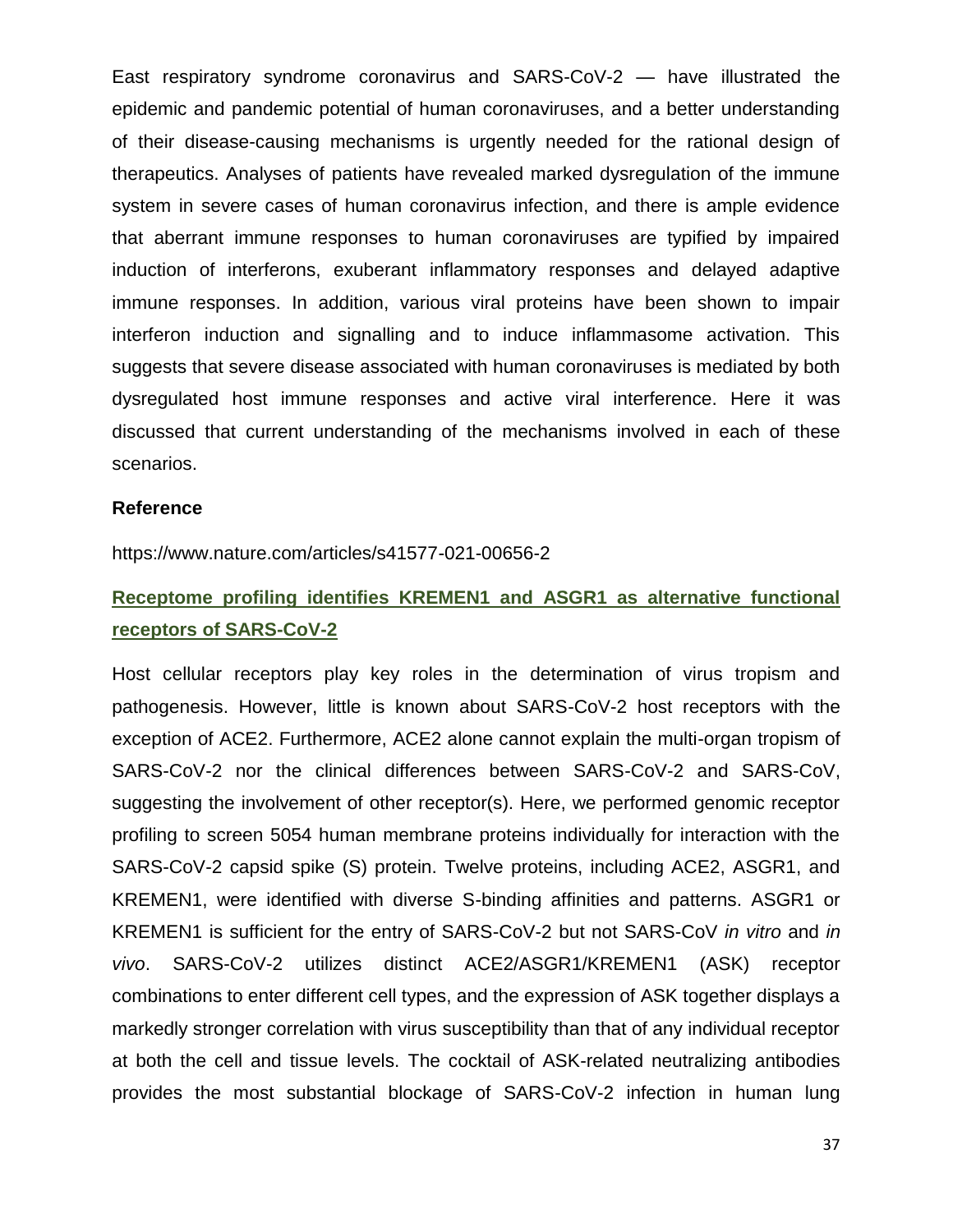East respiratory syndrome coronavirus and SARS-CoV-2 — have illustrated the epidemic and pandemic potential of human coronaviruses, and a better understanding of their disease-causing mechanisms is urgently needed for the rational design of therapeutics. Analyses of patients have revealed marked dysregulation of the immune system in severe cases of human coronavirus infection, and there is ample evidence that aberrant immune responses to human coronaviruses are typified by impaired induction of interferons, exuberant inflammatory responses and delayed adaptive immune responses. In addition, various viral proteins have been shown to impair interferon induction and signalling and to induce inflammasome activation. This suggests that severe disease associated with human coronaviruses is mediated by both dysregulated host immune responses and active viral interference. Here it was discussed that current understanding of the mechanisms involved in each of these scenarios.

**Reference**

https://www.nature.com/articles/s41577-021-00656-2

## Receptome profiling identifies KREMEN1 and ASGR1 as alternative functional receptors of SARS-CoV-2

Host cellular receptors play key roles in the determination of virus tropism and pathogenesis. However, little is known about SARS-CoV-2 host receptors with the exception of ACE2. Furthermore, ACE2 alone cannot explain the multi-organ tropism of SARS-CoV-2 nor the clinical differences between SARS-CoV-2 and SARS-CoV, suggesting the involvement of other receptor(s). Here, we performed genomic receptor profiling to screen 5054 human membrane proteins individually for interaction with the SARS-CoV-2 capsid spike (S) protein. Twelve proteins, including ACE2, ASGR1, and KREMEN1, were identified with diverse S-binding affinities and patterns. ASGR1 or KREMEN1 is sufficient for the entry of SARS-CoV-2 but not SARS-CoV *in vitro* and *in vivo*. SARS-CoV-2 utilizes distinct ACE2/ASGR1/KREMEN1 (ASK) receptor combinations to enter different cell types, and the expression of ASK together displays a markedly stronger correlation with virus susceptibility than that of any individual receptor at both the cell and tissue levels. The cocktail of ASK-related neutralizing antibodies provides the most substantial blockage of SARS-CoV-2 infection in human lung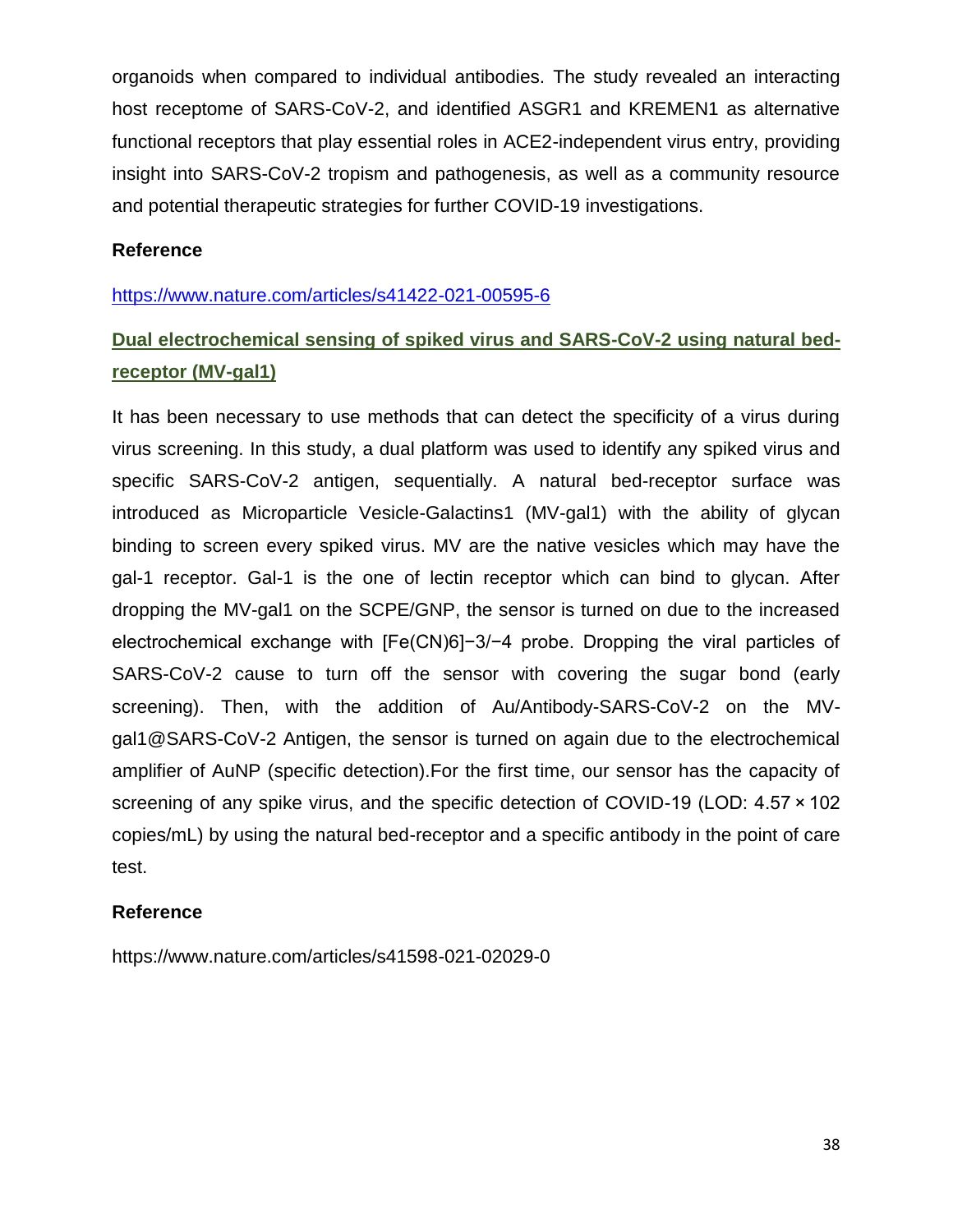organoids when compared to individual antibodies. The study revealed an interacting host receptome of SARS-CoV-2, and identified ASGR1 and KREMEN1 as alternative functional receptors that play essential roles in ACE2-independent virus entry, providing insight into SARS-CoV-2 tropism and pathogenesis, as well as a community resource and potential therapeutic strategies for further COVID-19 investigations.

**Reference**

https://www.nature.com/articles/s41422-021-00595-6

## Dual electrochemical sensing of spiked virus and SARS-CoV-2 using natural bed-receptor (MV-gal1)

It has been necessary to use methods that can detect the specificity of a virus during virus screening. In this study, a dual platform was used to identify any spiked virus and specific SARS-CoV-2 antigen, sequentially. A natural bed-receptor surface was introduced as Microparticle Vesicle-Galactins1 (MV-gal1) with the ability of glycan binding to screen every spiked virus. MV are the native vesicles which may have the gal-1 receptor. Gal-1 is the one of lectin receptor which can bind to glycan. After dropping the MV-gal1 on the SCPE/GNP, the sensor is turned on due to the increased electrochemical exchange with $[Fe(CN)_6]^{-3/-4}$ probe. Dropping the viral particles of SARS-CoV-2 cause to turn off the sensor with covering the sugar bond (early screening). Then, with the addition of Au/Antibody-SARS-CoV-2 on the MV-gal1@SARS-CoV-2 Antigen, the sensor is turned on again due to the electrochemical amplifier of AuNP (specific detection).For the first time, our sensor has the capacity of screening of any spike virus, and the specific detection of COVID-19 (LOD: 4.57 × 102 copies/mL) by using the natural bed-receptor and a specific antibody in the point of care test.

**Reference**

https://www.nature.com/articles/s41598-021-02029-0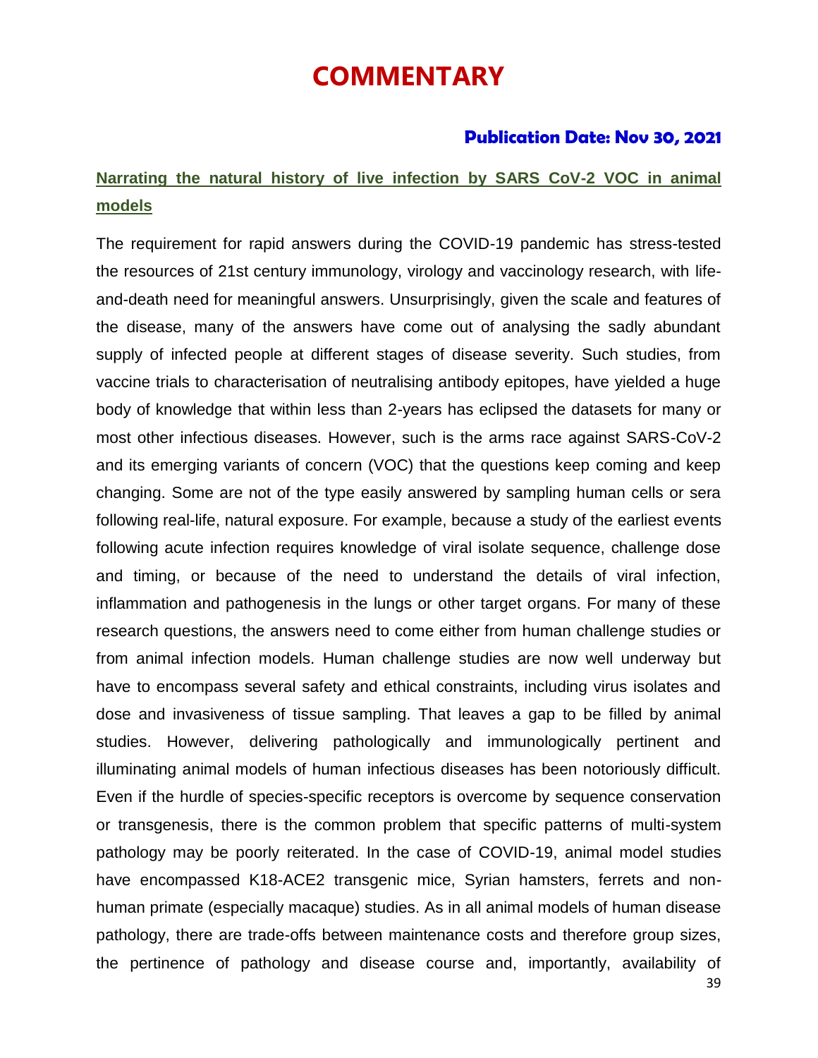# COMMENTARY

**Publication Date: Nov 30, 2021**

## Narrating the natural history of live infection by SARS CoV-2 VOC in animal models

The requirement for rapid answers during the COVID-19 pandemic has stress-tested the resources of 21st century immunology, virology and vaccinology research, with life-and-death need for meaningful answers. Unsurprisingly, given the scale and features of the disease, many of the answers have come out of analysing the sadly abundant supply of infected people at different stages of disease severity. Such studies, from vaccine trials to characterisation of neutralising antibody epitopes, have yielded a huge body of knowledge that within less than 2-years has eclipsed the datasets for many or most other infectious diseases. However, such is the arms race against SARS-CoV-2 and its emerging variants of concern (VOC) that the questions keep coming and keep changing. Some are not of the type easily answered by sampling human cells or sera following real-life, natural exposure. For example, because a study of the earliest events following acute infection requires knowledge of viral isolate sequence, challenge dose and timing, or because of the need to understand the details of viral infection, inflammation and pathogenesis in the lungs or other target organs. For many of these research questions, the answers need to come either from human challenge studies or from animal infection models. Human challenge studies are now well underway but have to encompass several safety and ethical constraints, including virus isolates and dose and invasiveness of tissue sampling. That leaves a gap to be filled by animal studies. However, delivering pathologically and immunologically pertinent and illuminating animal models of human infectious diseases has been notoriously difficult. Even if the hurdle of species-specific receptors is overcome by sequence conservation or transgenesis, there is the common problem that specific patterns of multi-system pathology may be poorly reiterated. In the case of COVID-19, animal model studies have encompassed K18-ACE2 transgenic mice, Syrian hamsters, ferrets and non-human primate (especially macaque) studies. As in all animal models of human disease pathology, there are trade-offs between maintenance costs and therefore group sizes, the pertinence of pathology and disease course and, importantly, availability of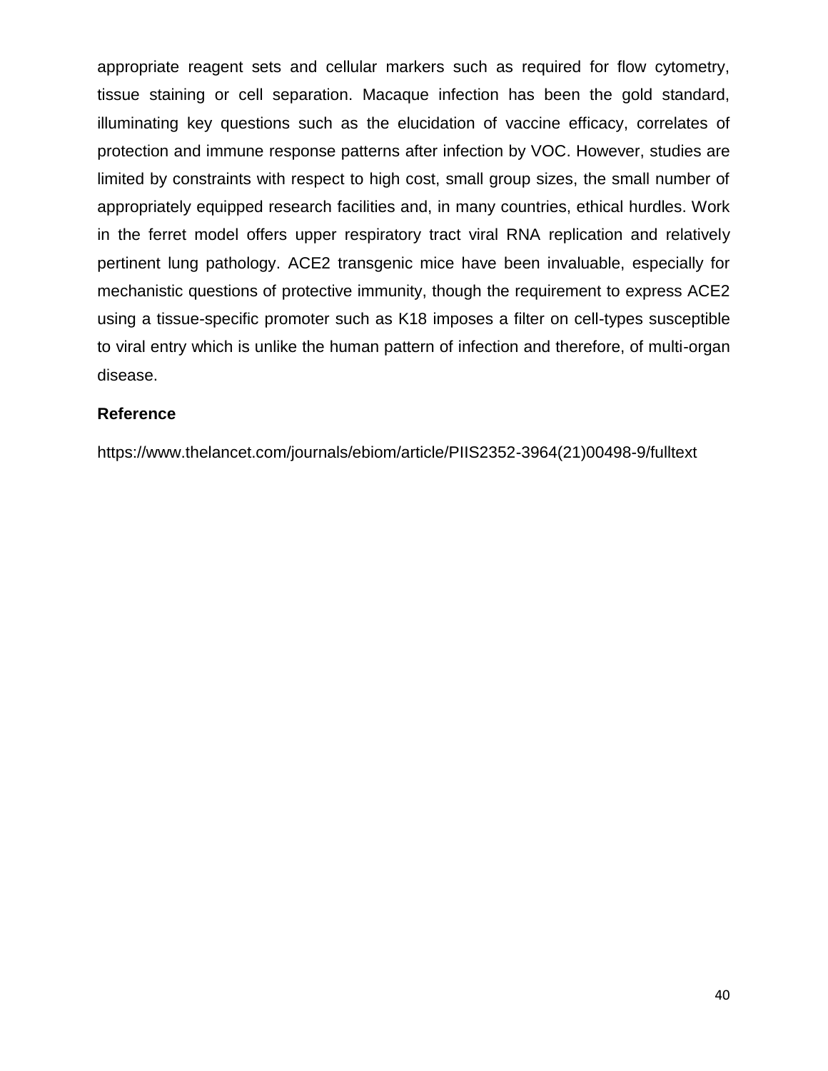appropriate reagent sets and cellular markers such as required for flow cytometry, tissue staining or cell separation. Macaque infection has been the gold standard, illuminating key questions such as the elucidation of vaccine efficacy, correlates of protection and immune response patterns after infection by VOC. However, studies are limited by constraints with respect to high cost, small group sizes, the small number of appropriately equipped research facilities and, in many countries, ethical hurdles. Work in the ferret model offers upper respiratory tract viral RNA replication and relatively pertinent lung pathology. ACE2 transgenic mice have been invaluable, especially for mechanistic questions of protective immunity, though the requirement to express ACE2 using a tissue-specific promoter such as K18 imposes a filter on cell-types susceptible to viral entry which is unlike the human pattern of infection and therefore, of multi-organ disease.

**Reference**

https://www.thelancet.com/journals/ebiom/article/PIIS2352-3964(21)00498-9/fulltext